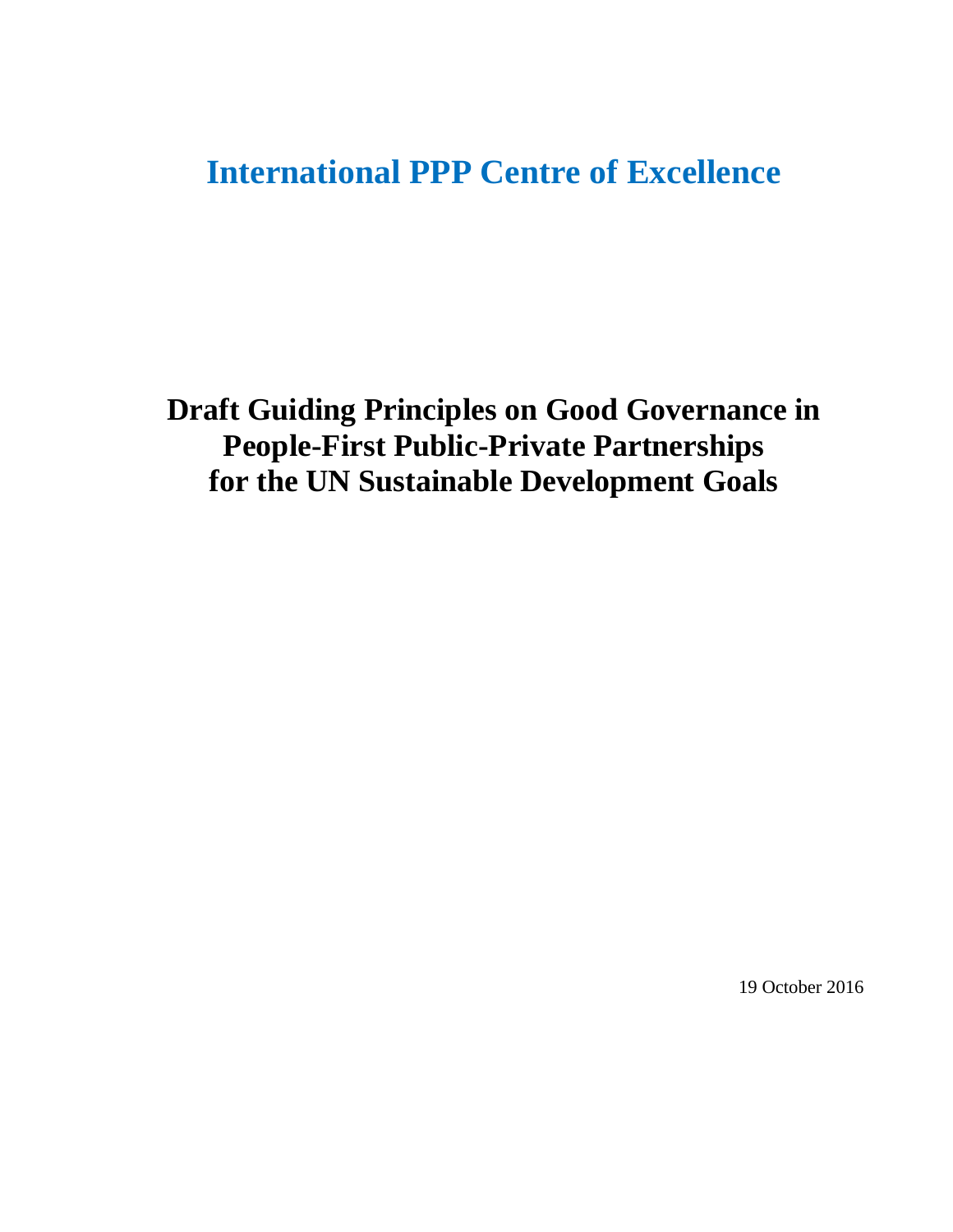# International PPP Centre of Excellence

# Draft Guiding Principles on Good Governance in People-First Public-Private Partnerships for the UN Sustainable Development Goals

19 October 2016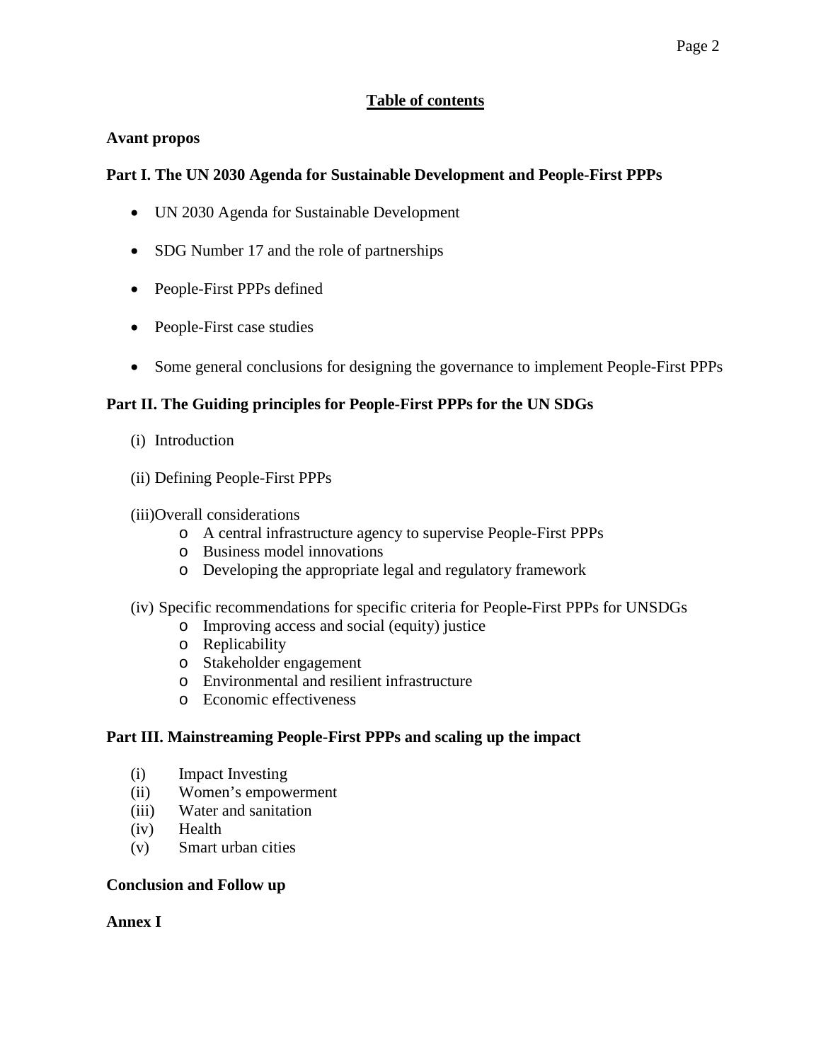## Table of contents

**Avant propos**

**Part I. The UN 2030 Agenda for Sustainable Development and People-First PPPs**

- UN 2030 Agenda for Sustainable Development
- SDG Number 17 and the role of partnerships
- People-First PPPs defined
- People-First case studies
- Some general conclusions for designing the governance to implement People-First PPPs

**Part II. The Guiding principles for People-First PPPs for the UN SDGs**

(i) Introduction

(ii) Defining People-First PPPs

(iii)Overall considerations
- A central infrastructure agency to supervise People-First PPPs
- Business model innovations
- Developing the appropriate legal and regulatory framework

(iv) Specific recommendations for specific criteria for People-First PPPs for UNSDGs
- Improving access and social (equity) justice
- Replicability
- Stakeholder engagement
- Environmental and resilient infrastructure
- Economic effectiveness

**Part III. Mainstreaming People-First PPPs and scaling up the impact**

(i) Impact Investing
(ii) Women's empowerment
(iii) Water and sanitation
(iv) Health
(v) Smart urban cities

**Conclusion and Follow up**

**Annex I**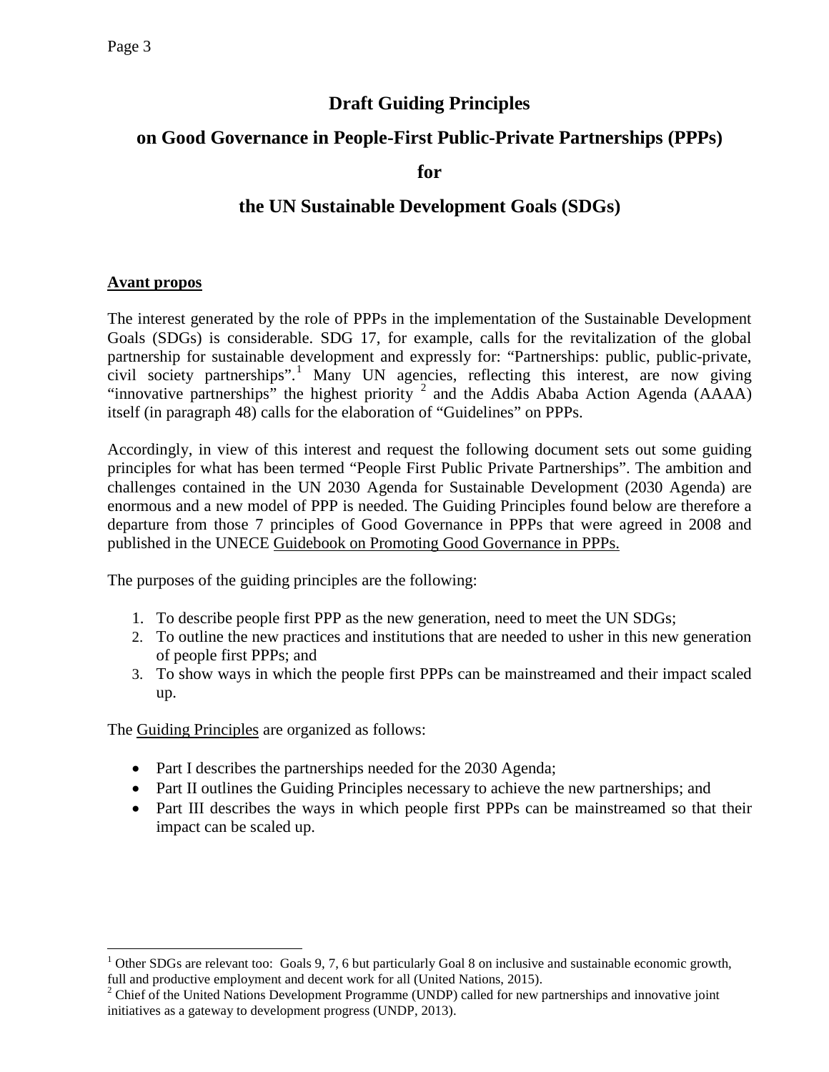# Draft Guiding Principles

# on Good Governance in People-First Public-Private Partnerships (PPPs)

# for

# the UN Sustainable Development Goals (SDGs)

## <u>Avant propos</u>

The interest generated by the role of PPPs in the implementation of the Sustainable Development Goals (SDGs) is considerable. SDG 17, for example, calls for the revitalization of the global partnership for sustainable development and expressly for: "Partnerships: public, public-private, civil society partnerships".[1] Many UN agencies, reflecting this interest, are now giving "innovative partnerships" the highest priority [2] and the Addis Ababa Action Agenda (AAAA) itself (in paragraph 48) calls for the elaboration of "Guidelines" on PPPs.

Accordingly, in view of this interest and request the following document sets out some guiding principles for what has been termed "People First Public Private Partnerships". The ambition and challenges contained in the UN 2030 Agenda for Sustainable Development (2030 Agenda) are enormous and a new model of PPP is needed. The Guiding Principles found below are therefore a departure from those 7 principles of Good Governance in PPPs that were agreed in 2008 and published in the UNECE <u>Guidebook on Promoting Good Governance in PPPs.</u>

The purposes of the guiding principles are the following:

1. To describe people first PPP as the new generation, need to meet the UN SDGs;
2. To outline the new practices and institutions that are needed to usher in this new generation of people first PPPs; and
3. To show ways in which the people first PPPs can be mainstreamed and their impact scaled up.

The <u>Guiding Principles</u> are organized as follows:

- Part I describes the partnerships needed for the 2030 Agenda;
- Part II outlines the Guiding Principles necessary to achieve the new partnerships; and
- Part III describes the ways in which people first PPPs can be mainstreamed so that their impact can be scaled up.

---

[1] Other SDGs are relevant too: Goals 9, 7, 6 but particularly Goal 8 on inclusive and sustainable economic growth, full and productive employment and decent work for all (United Nations, 2015).

[2] Chief of the United Nations Development Programme (UNDP) called for new partnerships and innovative joint initiatives as a gateway to development progress (UNDP, 2013).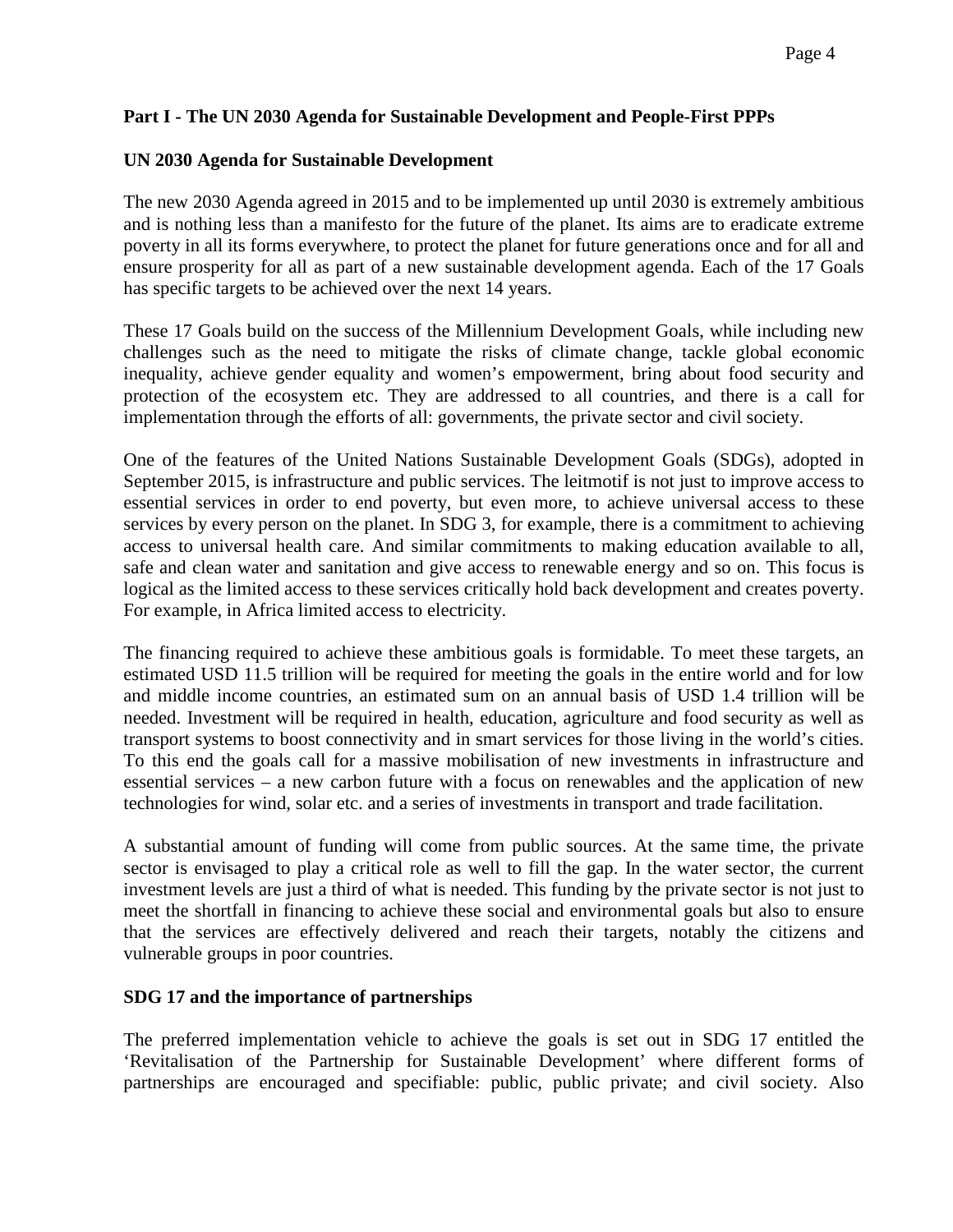## Part I - The UN 2030 Agenda for Sustainable Development and People-First PPPs

### UN 2030 Agenda for Sustainable Development

The new 2030 Agenda agreed in 2015 and to be implemented up until 2030 is extremely ambitious and is nothing less than a manifesto for the future of the planet. Its aims are to eradicate extreme poverty in all its forms everywhere, to protect the planet for future generations once and for all and ensure prosperity for all as part of a new sustainable development agenda. Each of the 17 Goals has specific targets to be achieved over the next 14 years.

These 17 Goals build on the success of the Millennium Development Goals, while including new challenges such as the need to mitigate the risks of climate change, tackle global economic inequality, achieve gender equality and women's empowerment, bring about food security and protection of the ecosystem etc. They are addressed to all countries, and there is a call for implementation through the efforts of all: governments, the private sector and civil society.

One of the features of the United Nations Sustainable Development Goals (SDGs), adopted in September 2015, is infrastructure and public services. The leitmotif is not just to improve access to essential services in order to end poverty, but even more, to achieve universal access to these services by every person on the planet. In SDG 3, for example, there is a commitment to achieving access to universal health care. And similar commitments to making education available to all, safe and clean water and sanitation and give access to renewable energy and so on. This focus is logical as the limited access to these services critically hold back development and creates poverty. For example, in Africa limited access to electricity.

The financing required to achieve these ambitious goals is formidable. To meet these targets, an estimated USD 11.5 trillion will be required for meeting the goals in the entire world and for low and middle income countries, an estimated sum on an annual basis of USD 1.4 trillion will be needed. Investment will be required in health, education, agriculture and food security as well as transport systems to boost connectivity and in smart services for those living in the world's cities. To this end the goals call for a massive mobilisation of new investments in infrastructure and essential services – a new carbon future with a focus on renewables and the application of new technologies for wind, solar etc. and a series of investments in transport and trade facilitation.

A substantial amount of funding will come from public sources. At the same time, the private sector is envisaged to play a critical role as well to fill the gap. In the water sector, the current investment levels are just a third of what is needed. This funding by the private sector is not just to meet the shortfall in financing to achieve these social and environmental goals but also to ensure that the services are effectively delivered and reach their targets, notably the citizens and vulnerable groups in poor countries.

### SDG 17 and the importance of partnerships

The preferred implementation vehicle to achieve the goals is set out in SDG 17 entitled the 'Revitalisation of the Partnership for Sustainable Development' where different forms of partnerships are encouraged and specifiable: public, public private; and civil society. Also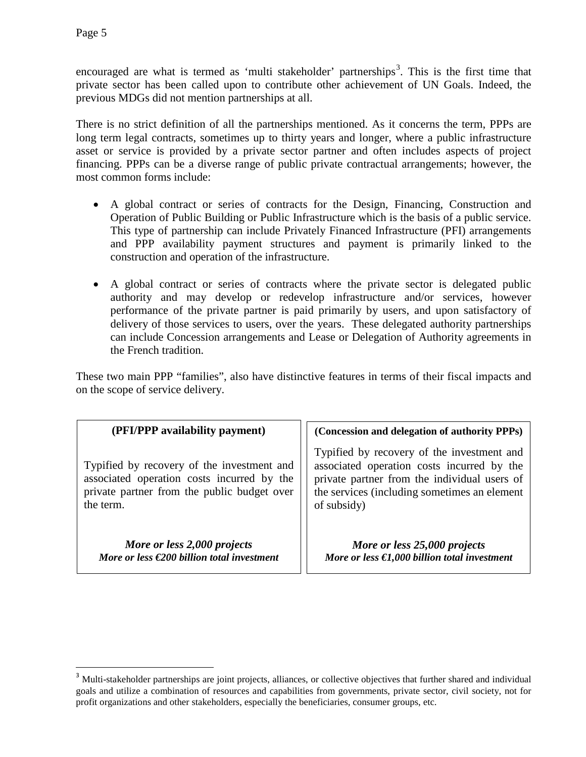encouraged are what is termed as 'multi stakeholder' partnerships[3]. This is the first time that private sector has been called upon to contribute other achievement of UN Goals. Indeed, the previous MDGs did not mention partnerships at all.

There is no strict definition of all the partnerships mentioned. As it concerns the term, PPPs are long term legal contracts, sometimes up to thirty years and longer, where a public infrastructure asset or service is provided by a private sector partner and often includes aspects of project financing. PPPs can be a diverse range of public private contractual arrangements; however, the most common forms include:

- A global contract or series of contracts for the Design, Financing, Construction and Operation of Public Building or Public Infrastructure which is the basis of a public service. This type of partnership can include Privately Financed Infrastructure (PFI) arrangements and PPP availability payment structures and payment is primarily linked to the construction and operation of the infrastructure.

- A global contract or series of contracts where the private sector is delegated public authority and may develop or redevelop infrastructure and/or services, however performance of the private partner is paid primarily by users, and upon satisfactory of delivery of those services to users, over the years. These delegated authority partnerships can include Concession arrangements and Lease or Delegation of Authority agreements in the French tradition.

These two main PPP "families", also have distinctive features in terms of their fiscal impacts and on the scope of service delivery.

| **(PFI/PPP availability payment)** | **(Concession and delegation of authority PPPs)** |
|---|---|
| Typified by recovery of the investment and associated operation costs incurred by the private partner from the public budget over the term. | Typified by recovery of the investment and associated operation costs incurred by the private partner from the individual users of the services (including sometimes an element of subsidy) |
| ***More or less 2,000 projects*** ***More or less €200 billion total investment*** | ***More or less 25,000 projects*** ***More or less €1,000 billion total investment*** |

[3] Multi-stakeholder partnerships are joint projects, alliances, or collective objectives that further shared and individual goals and utilize a combination of resources and capabilities from governments, private sector, civil society, not for profit organizations and other stakeholders, especially the beneficiaries, consumer groups, etc.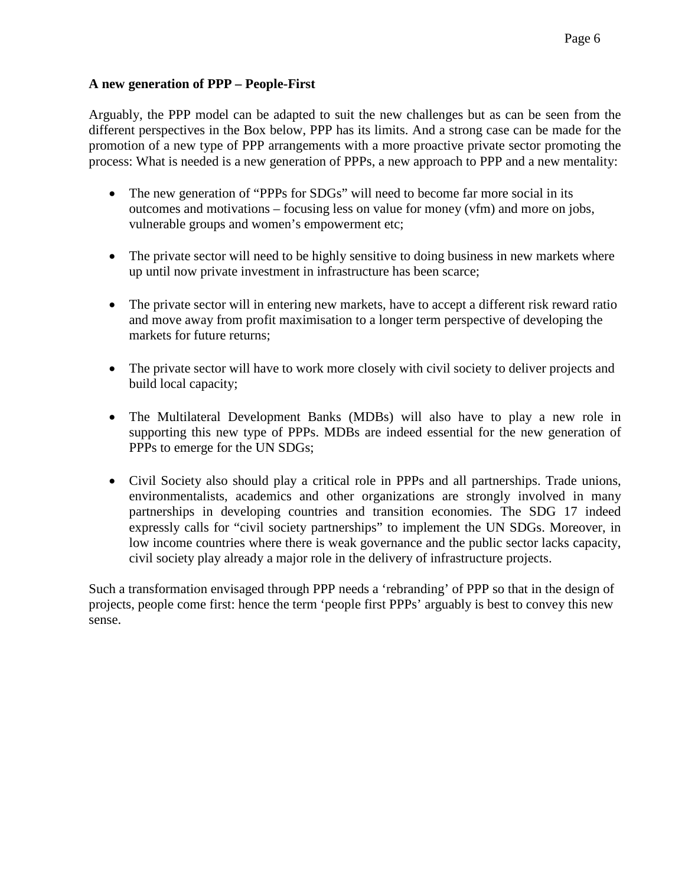**A new generation of PPP – People-First**

Arguably, the PPP model can be adapted to suit the new challenges but as can be seen from the different perspectives in the Box below, PPP has its limits. And a strong case can be made for the promotion of a new type of PPP arrangements with a more proactive private sector promoting the process: What is needed is a new generation of PPPs, a new approach to PPP and a new mentality:

- The new generation of "PPPs for SDGs" will need to become far more social in its outcomes and motivations – focusing less on value for money (vfm) and more on jobs, vulnerable groups and women's empowerment etc;

- The private sector will need to be highly sensitive to doing business in new markets where up until now private investment in infrastructure has been scarce;

- The private sector will in entering new markets, have to accept a different risk reward ratio and move away from profit maximisation to a longer term perspective of developing the markets for future returns;

- The private sector will have to work more closely with civil society to deliver projects and build local capacity;

- The Multilateral Development Banks (MDBs) will also have to play a new role in supporting this new type of PPPs. MDBs are indeed essential for the new generation of PPPs to emerge for the UN SDGs;

- Civil Society also should play a critical role in PPPs and all partnerships. Trade unions, environmentalists, academics and other organizations are strongly involved in many partnerships in developing countries and transition economies. The SDG 17 indeed expressly calls for "civil society partnerships" to implement the UN SDGs. Moreover, in low income countries where there is weak governance and the public sector lacks capacity, civil society play already a major role in the delivery of infrastructure projects.

Such a transformation envisaged through PPP needs a 'rebranding' of PPP so that in the design of projects, people come first: hence the term 'people first PPPs' arguably is best to convey this new sense.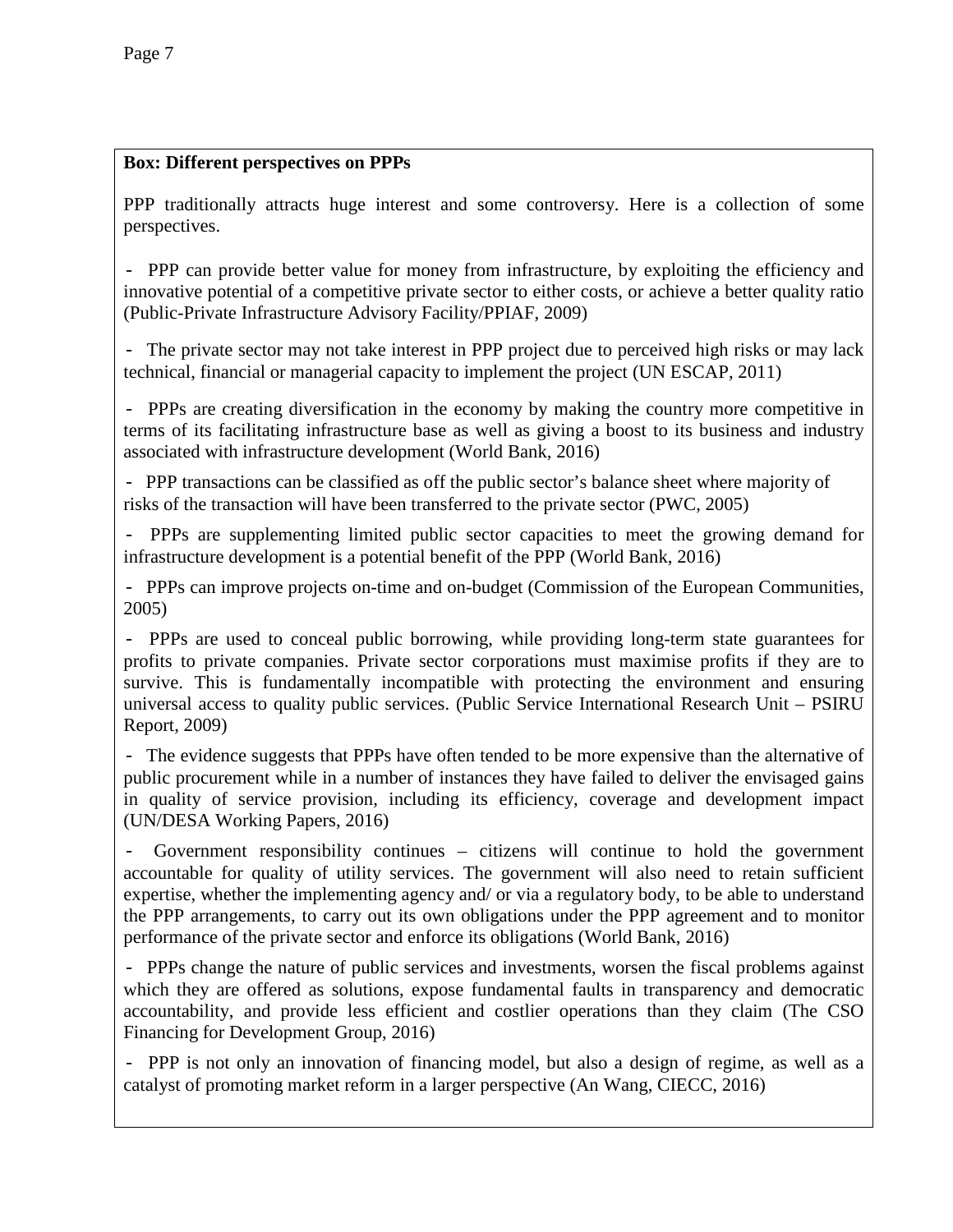**Box: Different perspectives on PPPs**

PPP traditionally attracts huge interest and some controversy. Here is a collection of some perspectives.

- PPP can provide better value for money from infrastructure, by exploiting the efficiency and innovative potential of a competitive private sector to either costs, or achieve a better quality ratio (Public-Private Infrastructure Advisory Facility/PPIAF, 2009)

- The private sector may not take interest in PPP project due to perceived high risks or may lack technical, financial or managerial capacity to implement the project (UN ESCAP, 2011)

- PPPs are creating diversification in the economy by making the country more competitive in terms of its facilitating infrastructure base as well as giving a boost to its business and industry associated with infrastructure development (World Bank, 2016)

- PPP transactions can be classified as off the public sector's balance sheet where majority of risks of the transaction will have been transferred to the private sector (PWC, 2005)

- PPPs are supplementing limited public sector capacities to meet the growing demand for infrastructure development is a potential benefit of the PPP (World Bank, 2016)

- PPPs can improve projects on-time and on-budget (Commission of the European Communities, 2005)

- PPPs are used to conceal public borrowing, while providing long-term state guarantees for profits to private companies. Private sector corporations must maximise profits if they are to survive. This is fundamentally incompatible with protecting the environment and ensuring universal access to quality public services. (Public Service International Research Unit – PSIRU Report, 2009)

- The evidence suggests that PPPs have often tended to be more expensive than the alternative of public procurement while in a number of instances they have failed to deliver the envisaged gains in quality of service provision, including its efficiency, coverage and development impact (UN/DESA Working Papers, 2016)

- Government responsibility continues – citizens will continue to hold the government accountable for quality of utility services. The government will also need to retain sufficient expertise, whether the implementing agency and/ or via a regulatory body, to be able to understand the PPP arrangements, to carry out its own obligations under the PPP agreement and to monitor performance of the private sector and enforce its obligations (World Bank, 2016)

- PPPs change the nature of public services and investments, worsen the fiscal problems against which they are offered as solutions, expose fundamental faults in transparency and democratic accountability, and provide less efficient and costlier operations than they claim (The CSO Financing for Development Group, 2016)

- PPP is not only an innovation of financing model, but also a design of regime, as well as a catalyst of promoting market reform in a larger perspective (An Wang, CIECC, 2016)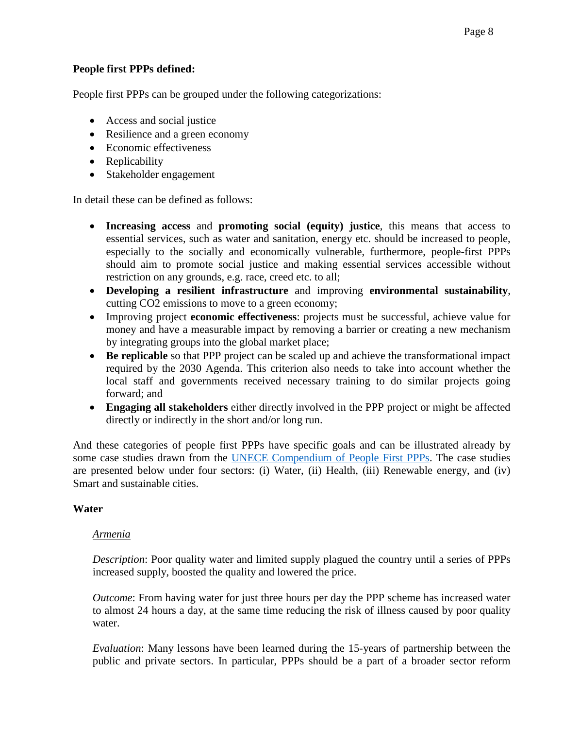**People first PPPs defined:**

People first PPPs can be grouped under the following categorizations:

- Access and social justice
- Resilience and a green economy
- Economic effectiveness
- Replicability
- Stakeholder engagement

In detail these can be defined as follows:

- **Increasing access** and **promoting social (equity) justice**, this means that access to essential services, such as water and sanitation, energy etc. should be increased to people, especially to the socially and economically vulnerable, furthermore, people-first PPPs should aim to promote social justice and making essential services accessible without restriction on any grounds, e.g. race, creed etc. to all;
- **Developing a resilient infrastructure** and improving **environmental sustainability**, cutting $CO_2$ emissions to move to a green economy;
- Improving project **economic effectiveness**: projects must be successful, achieve value for money and have a measurable impact by removing a barrier or creating a new mechanism by integrating groups into the global market place;
- **Be replicable** so that PPP project can be scaled up and achieve the transformational impact required by the 2030 Agenda. This criterion also needs to take into account whether the local staff and governments received necessary training to do similar projects going forward; and
- **Engaging all stakeholders** either directly involved in the PPP project or might be affected directly or indirectly in the short and/or long run.

And these categories of people first PPPs have specific goals and can be illustrated already by some case studies drawn from the UNECE Compendium of People First PPPs. The case studies are presented below under four sectors: (i) Water, (ii) Health, (iii) Renewable energy, and (iv) Smart and sustainable cities.

**Water**

*Armenia*

*Description*: Poor quality water and limited supply plagued the country until a series of PPPs increased supply, boosted the quality and lowered the price.

*Outcome*: From having water for just three hours per day the PPP scheme has increased water to almost 24 hours a day, at the same time reducing the risk of illness caused by poor quality water.

*Evaluation*: Many lessons have been learned during the 15-years of partnership between the public and private sectors. In particular, PPPs should be a part of a broader sector reform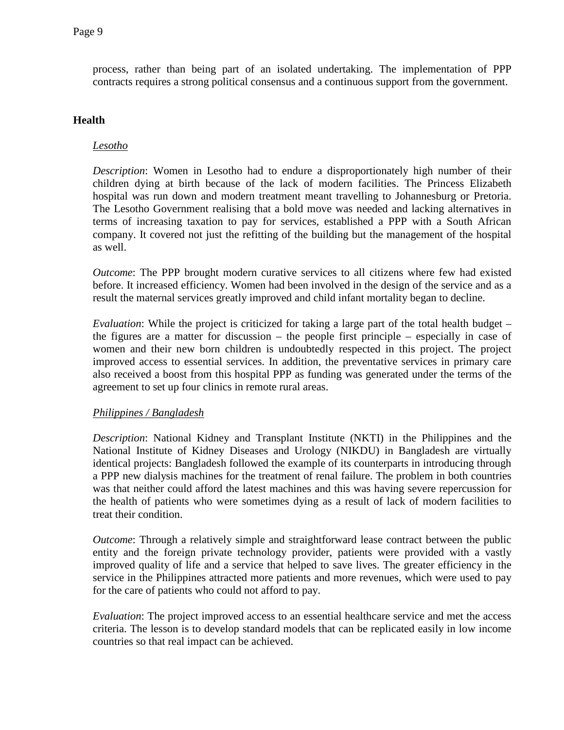process, rather than being part of an isolated undertaking. The implementation of PPP contracts requires a strong political consensus and a continuous support from the government.

## Health

### Lesotho

*Description*: Women in Lesotho had to endure a disproportionately high number of their children dying at birth because of the lack of modern facilities. The Princess Elizabeth hospital was run down and modern treatment meant travelling to Johannesburg or Pretoria. The Lesotho Government realising that a bold move was needed and lacking alternatives in terms of increasing taxation to pay for services, established a PPP with a South African company. It covered not just the refitting of the building but the management of the hospital as well.

*Outcome*: The PPP brought modern curative services to all citizens where few had existed before. It increased efficiency. Women had been involved in the design of the service and as a result the maternal services greatly improved and child infant mortality began to decline.

*Evaluation*: While the project is criticized for taking a large part of the total health budget – the figures are a matter for discussion – the people first principle – especially in case of women and their new born children is undoubtedly respected in this project. The project improved access to essential services. In addition, the preventative services in primary care also received a boost from this hospital PPP as funding was generated under the terms of the agreement to set up four clinics in remote rural areas.

### Philippines / Bangladesh

*Description*: National Kidney and Transplant Institute (NKTI) in the Philippines and the National Institute of Kidney Diseases and Urology (NIKDU) in Bangladesh are virtually identical projects: Bangladesh followed the example of its counterparts in introducing through a PPP new dialysis machines for the treatment of renal failure. The problem in both countries was that neither could afford the latest machines and this was having severe repercussion for the health of patients who were sometimes dying as a result of lack of modern facilities to treat their condition.

*Outcome*: Through a relatively simple and straightforward lease contract between the public entity and the foreign private technology provider, patients were provided with a vastly improved quality of life and a service that helped to save lives. The greater efficiency in the service in the Philippines attracted more patients and more revenues, which were used to pay for the care of patients who could not afford to pay.

*Evaluation*: The project improved access to an essential healthcare service and met the access criteria. The lesson is to develop standard models that can be replicated easily in low income countries so that real impact can be achieved.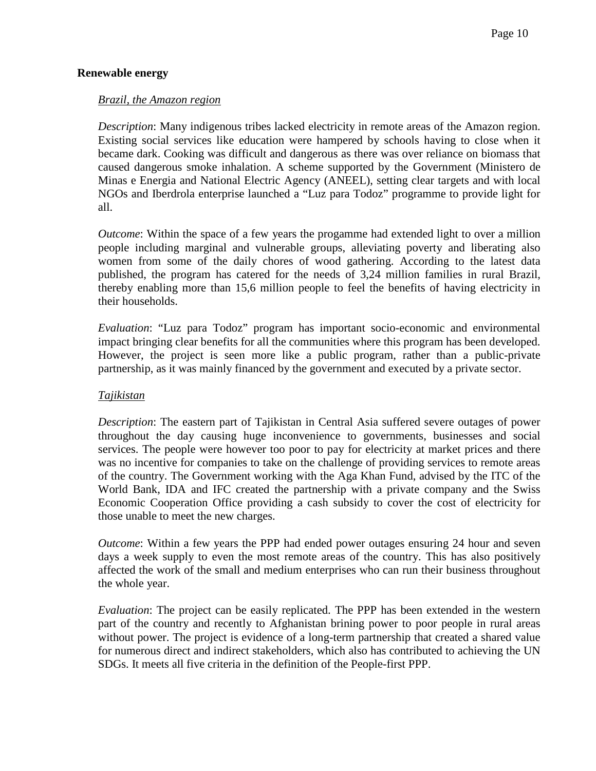**Renewable energy**

_Brazil, the Amazon region_

*Description*: Many indigenous tribes lacked electricity in remote areas of the Amazon region. Existing social services like education were hampered by schools having to close when it became dark. Cooking was difficult and dangerous as there was over reliance on biomass that caused dangerous smoke inhalation. A scheme supported by the Government (Ministero de Minas e Energia and National Electric Agency (ANEEL), setting clear targets and with local NGOs and Iberdrola enterprise launched a "Luz para Todoz" programme to provide light for all.

*Outcome*: Within the space of a few years the progamme had extended light to over a million people including marginal and vulnerable groups, alleviating poverty and liberating also women from some of the daily chores of wood gathering. According to the latest data published, the program has catered for the needs of 3,24 million families in rural Brazil, thereby enabling more than 15,6 million people to feel the benefits of having electricity in their households.

*Evaluation*: "Luz para Todoz" program has important socio-economic and environmental impact bringing clear benefits for all the communities where this program has been developed. However, the project is seen more like a public program, rather than a public-private partnership, as it was mainly financed by the government and executed by a private sector.

_Tajikistan_

*Description*: The eastern part of Tajikistan in Central Asia suffered severe outages of power throughout the day causing huge inconvenience to governments, businesses and social services. The people were however too poor to pay for electricity at market prices and there was no incentive for companies to take on the challenge of providing services to remote areas of the country. The Government working with the Aga Khan Fund, advised by the ITC of the World Bank, IDA and IFC created the partnership with a private company and the Swiss Economic Cooperation Office providing a cash subsidy to cover the cost of electricity for those unable to meet the new charges.

*Outcome*: Within a few years the PPP had ended power outages ensuring 24 hour and seven days a week supply to even the most remote areas of the country. This has also positively affected the work of the small and medium enterprises who can run their business throughout the whole year.

*Evaluation*: The project can be easily replicated. The PPP has been extended in the western part of the country and recently to Afghanistan brining power to poor people in rural areas without power. The project is evidence of a long-term partnership that created a shared value for numerous direct and indirect stakeholders, which also has contributed to achieving the UN SDGs. It meets all five criteria in the definition of the People-first PPP.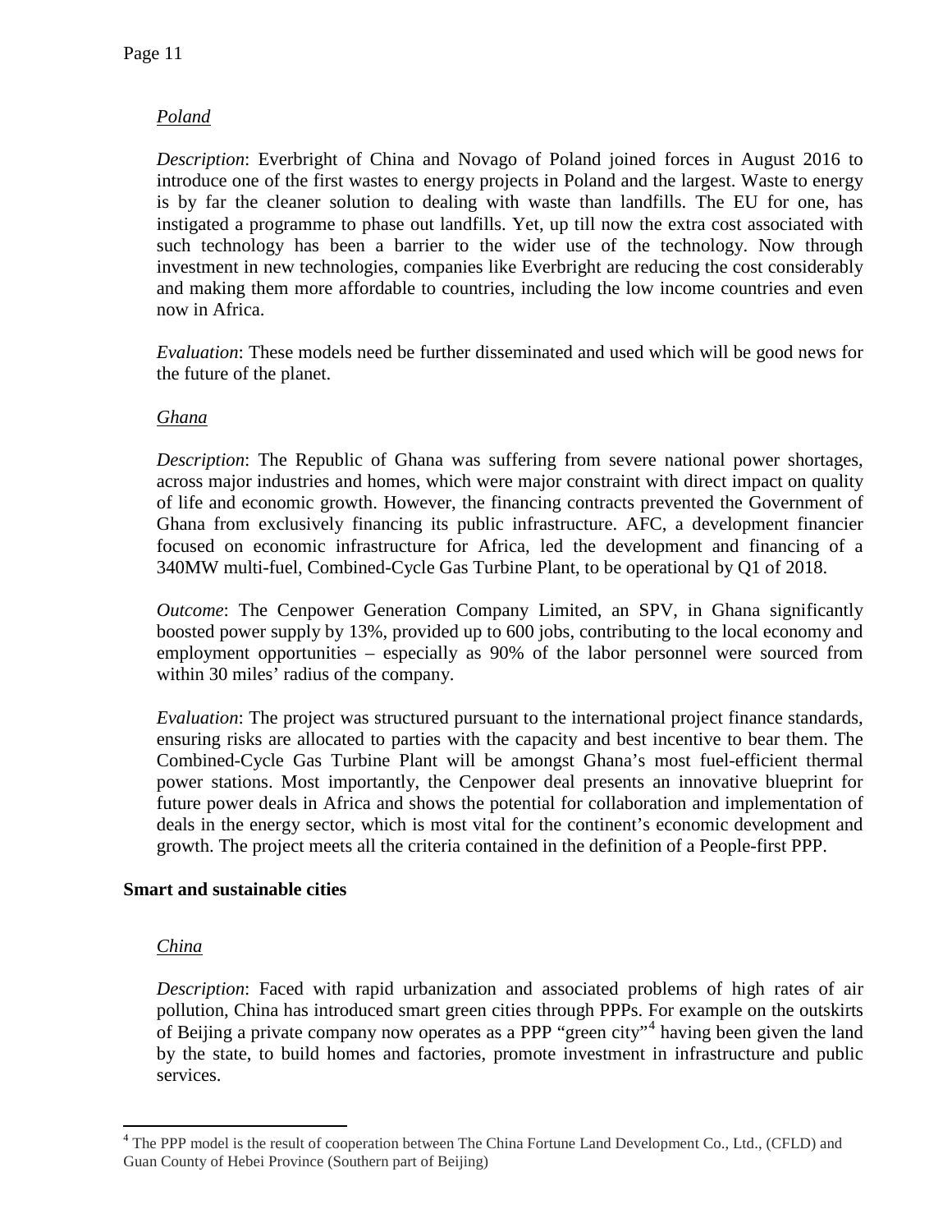*Poland*

*Description*: Everbright of China and Novago of Poland joined forces in August 2016 to introduce one of the first wastes to energy projects in Poland and the largest. Waste to energy is by far the cleaner solution to dealing with waste than landfills. The EU for one, has instigated a programme to phase out landfills. Yet, up till now the extra cost associated with such technology has been a barrier to the wider use of the technology. Now through investment in new technologies, companies like Everbright are reducing the cost considerably and making them more affordable to countries, including the low income countries and even now in Africa.

*Evaluation*: These models need be further disseminated and used which will be good news for the future of the planet.

*Ghana*

*Description*: The Republic of Ghana was suffering from severe national power shortages, across major industries and homes, which were major constraint with direct impact on quality of life and economic growth. However, the financing contracts prevented the Government of Ghana from exclusively financing its public infrastructure. AFC, a development financier focused on economic infrastructure for Africa, led the development and financing of a 340MW multi-fuel, Combined-Cycle Gas Turbine Plant, to be operational by Q1 of 2018.

*Outcome*: The Cenpower Generation Company Limited, an SPV, in Ghana significantly boosted power supply by 13%, provided up to 600 jobs, contributing to the local economy and employment opportunities – especially as 90% of the labor personnel were sourced from within 30 miles' radius of the company.

*Evaluation*: The project was structured pursuant to the international project finance standards, ensuring risks are allocated to parties with the capacity and best incentive to bear them. The Combined-Cycle Gas Turbine Plant will be amongst Ghana's most fuel-efficient thermal power stations. Most importantly, the Cenpower deal presents an innovative blueprint for future power deals in Africa and shows the potential for collaboration and implementation of deals in the energy sector, which is most vital for the continent's economic development and growth. The project meets all the criteria contained in the definition of a People-first PPP.

**Smart and sustainable cities**

*China*

*Description*: Faced with rapid urbanization and associated problems of high rates of air pollution, China has introduced smart green cities through PPPs. For example on the outskirts of Beijing a private company now operates as a PPP "green city"[4] having been given the land by the state, to build homes and factories, promote investment in infrastructure and public services.

[4] The PPP model is the result of cooperation between The China Fortune Land Development Co., Ltd., (CFLD) and Guan County of Hebei Province (Southern part of Beijing)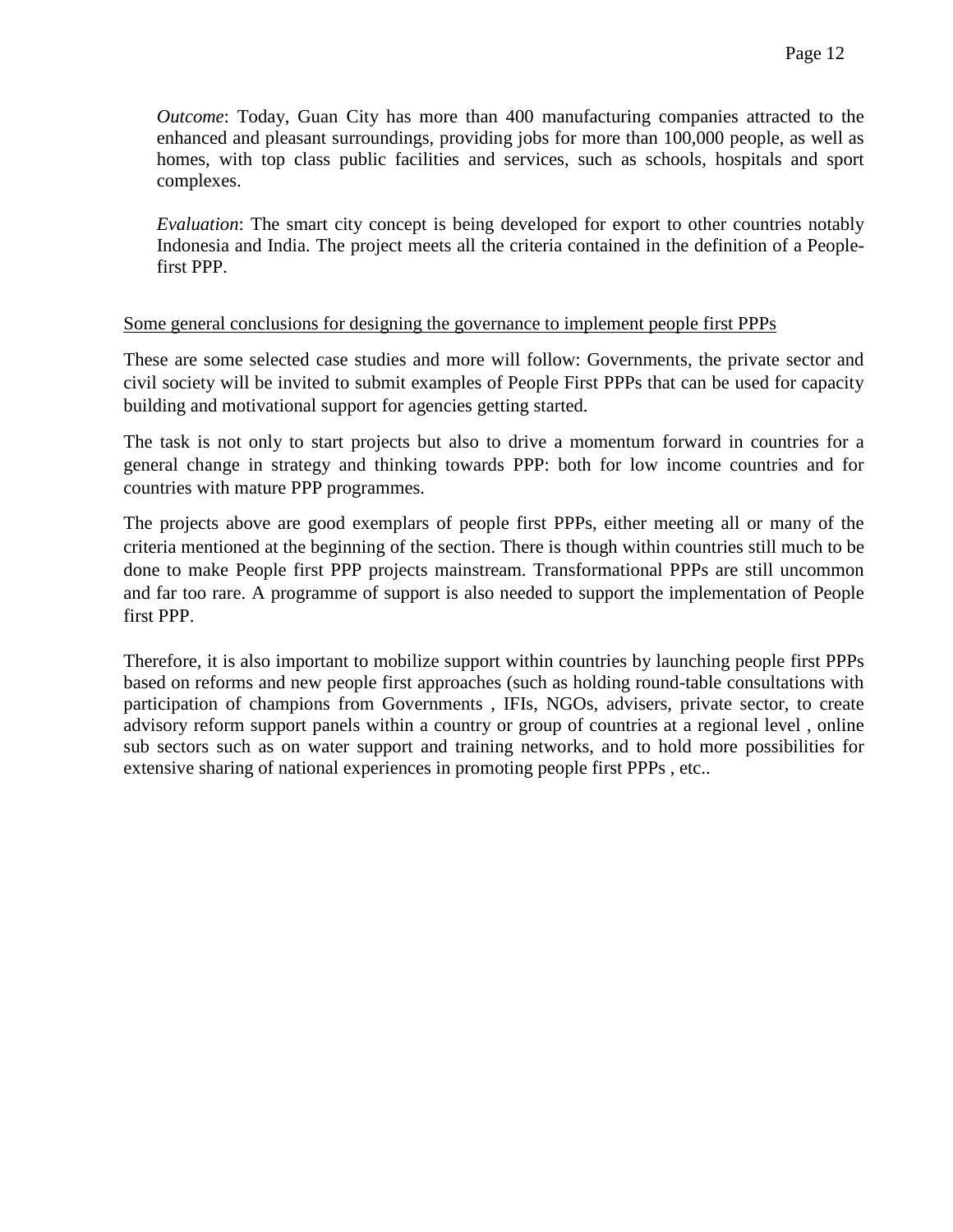*Outcome*: Today, Guan City has more than 400 manufacturing companies attracted to the enhanced and pleasant surroundings, providing jobs for more than 100,000 people, as well as homes, with top class public facilities and services, such as schools, hospitals and sport complexes.

*Evaluation*: The smart city concept is being developed for export to other countries notably Indonesia and India. The project meets all the criteria contained in the definition of a People-first PPP.

<u>Some general conclusions for designing the governance to implement people first PPPs</u>

These are some selected case studies and more will follow: Governments, the private sector and civil society will be invited to submit examples of People First PPPs that can be used for capacity building and motivational support for agencies getting started.

The task is not only to start projects but also to drive a momentum forward in countries for a general change in strategy and thinking towards PPP: both for low income countries and for countries with mature PPP programmes.

The projects above are good exemplars of people first PPPs, either meeting all or many of the criteria mentioned at the beginning of the section. There is though within countries still much to be done to make People first PPP projects mainstream. Transformational PPPs are still uncommon and far too rare. A programme of support is also needed to support the implementation of People first PPP.

Therefore, it is also important to mobilize support within countries by launching people first PPPs based on reforms and new people first approaches (such as holding round-table consultations with participation of champions from Governments , IFIs, NGOs, advisers, private sector, to create advisory reform support panels within a country or group of countries at a regional level , online sub sectors such as on water support and training networks, and to hold more possibilities for extensive sharing of national experiences in promoting people first PPPs , etc..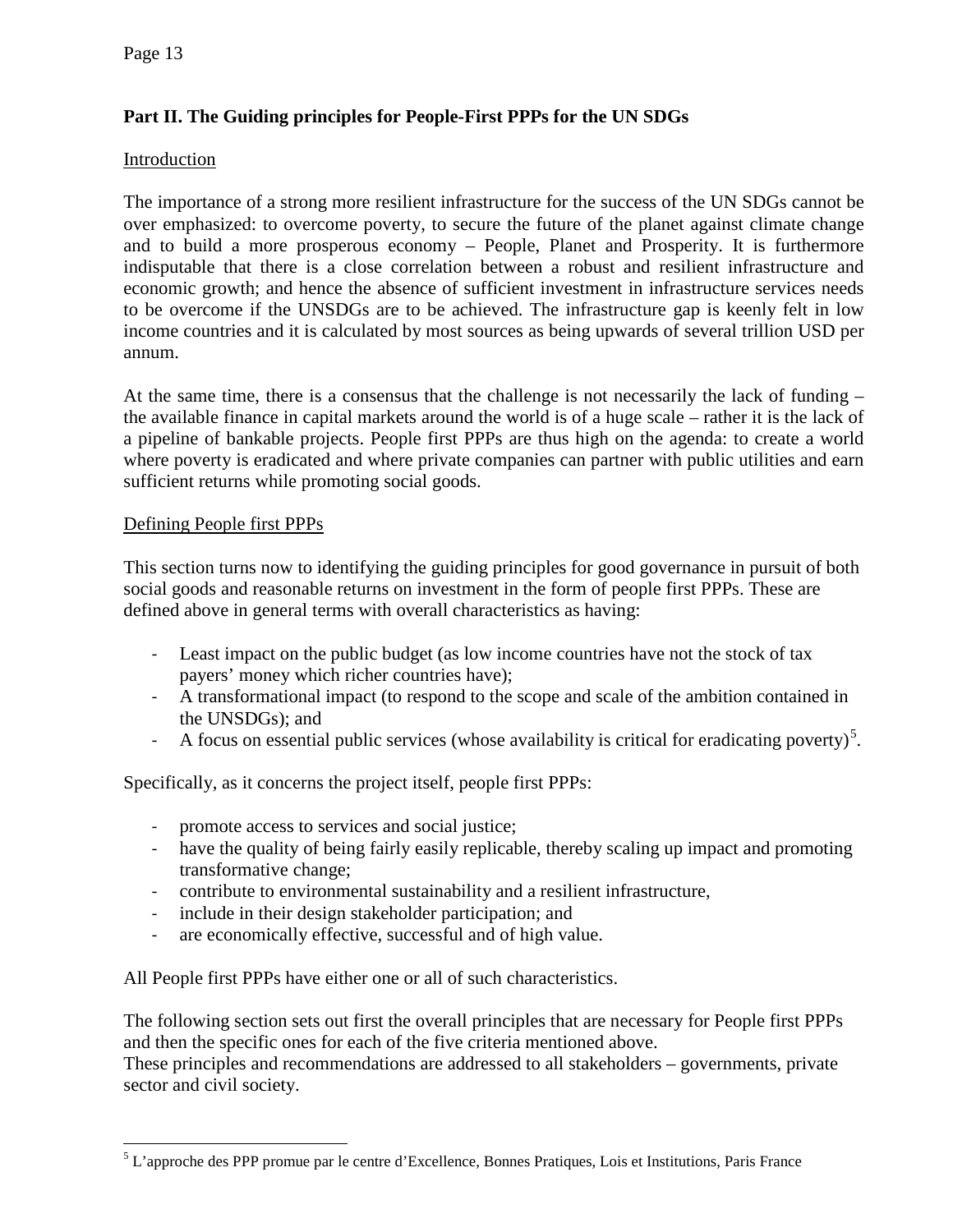## Part II. The Guiding principles for People-First PPPs for the UN SDGs

### Introduction

The importance of a strong more resilient infrastructure for the success of the UN SDGs cannot be over emphasized: to overcome poverty, to secure the future of the planet against climate change and to build a more prosperous economy – People, Planet and Prosperity. It is furthermore indisputable that there is a close correlation between a robust and resilient infrastructure and economic growth; and hence the absence of sufficient investment in infrastructure services needs to be overcome if the UNSDGs are to be achieved. The infrastructure gap is keenly felt in low income countries and it is calculated by most sources as being upwards of several trillion USD per annum.

At the same time, there is a consensus that the challenge is not necessarily the lack of funding – the available finance in capital markets around the world is of a huge scale – rather it is the lack of a pipeline of bankable projects. People first PPPs are thus high on the agenda: to create a world where poverty is eradicated and where private companies can partner with public utilities and earn sufficient returns while promoting social goods.

### Defining People first PPPs

This section turns now to identifying the guiding principles for good governance in pursuit of both social goods and reasonable returns on investment in the form of people first PPPs. These are defined above in general terms with overall characteristics as having:

- Least impact on the public budget (as low income countries have not the stock of tax payers' money which richer countries have);
- A transformational impact (to respond to the scope and scale of the ambition contained in the UNSDGs); and
- A focus on essential public services (whose availability is critical for eradicating poverty)[5].

Specifically, as it concerns the project itself, people first PPPs:

- promote access to services and social justice;
- have the quality of being fairly easily replicable, thereby scaling up impact and promoting transformative change;
- contribute to environmental sustainability and a resilient infrastructure,
- include in their design stakeholder participation; and
- are economically effective, successful and of high value.

All People first PPPs have either one or all of such characteristics.

The following section sets out first the overall principles that are necessary for People first PPPs and then the specific ones for each of the five criteria mentioned above.
These principles and recommendations are addressed to all stakeholders – governments, private sector and civil society.

---

[5] L'approche des PPP promue par le centre d'Excellence, Bonnes Pratiques, Lois et Institutions, Paris France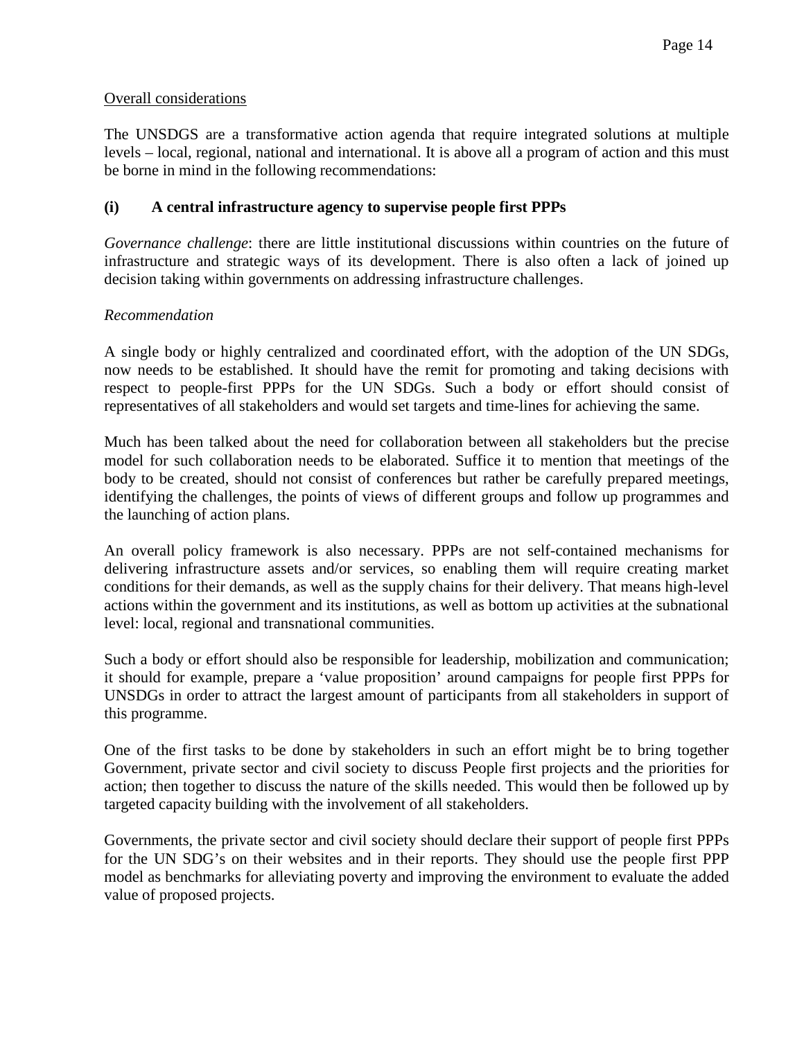Overall considerations

The UNSDGS are a transformative action agenda that require integrated solutions at multiple levels – local, regional, national and international. It is above all a program of action and this must be borne in mind in the following recommendations:

### (i) A central infrastructure agency to supervise people first PPPs

*Governance challenge*: there are little institutional discussions within countries on the future of infrastructure and strategic ways of its development. There is also often a lack of joined up decision taking within governments on addressing infrastructure challenges.

*Recommendation*

A single body or highly centralized and coordinated effort, with the adoption of the UN SDGs, now needs to be established. It should have the remit for promoting and taking decisions with respect to people-first PPPs for the UN SDGs. Such a body or effort should consist of representatives of all stakeholders and would set targets and time-lines for achieving the same.

Much has been talked about the need for collaboration between all stakeholders but the precise model for such collaboration needs to be elaborated. Suffice it to mention that meetings of the body to be created, should not consist of conferences but rather be carefully prepared meetings, identifying the challenges, the points of views of different groups and follow up programmes and the launching of action plans.

An overall policy framework is also necessary. PPPs are not self-contained mechanisms for delivering infrastructure assets and/or services, so enabling them will require creating market conditions for their demands, as well as the supply chains for their delivery. That means high-level actions within the government and its institutions, as well as bottom up activities at the subnational level: local, regional and transnational communities.

Such a body or effort should also be responsible for leadership, mobilization and communication; it should for example, prepare a 'value proposition' around campaigns for people first PPPs for UNSDGs in order to attract the largest amount of participants from all stakeholders in support of this programme.

One of the first tasks to be done by stakeholders in such an effort might be to bring together Government, private sector and civil society to discuss People first projects and the priorities for action; then together to discuss the nature of the skills needed. This would then be followed up by targeted capacity building with the involvement of all stakeholders.

Governments, the private sector and civil society should declare their support of people first PPPs for the UN SDG's on their websites and in their reports. They should use the people first PPP model as benchmarks for alleviating poverty and improving the environment to evaluate the added value of proposed projects.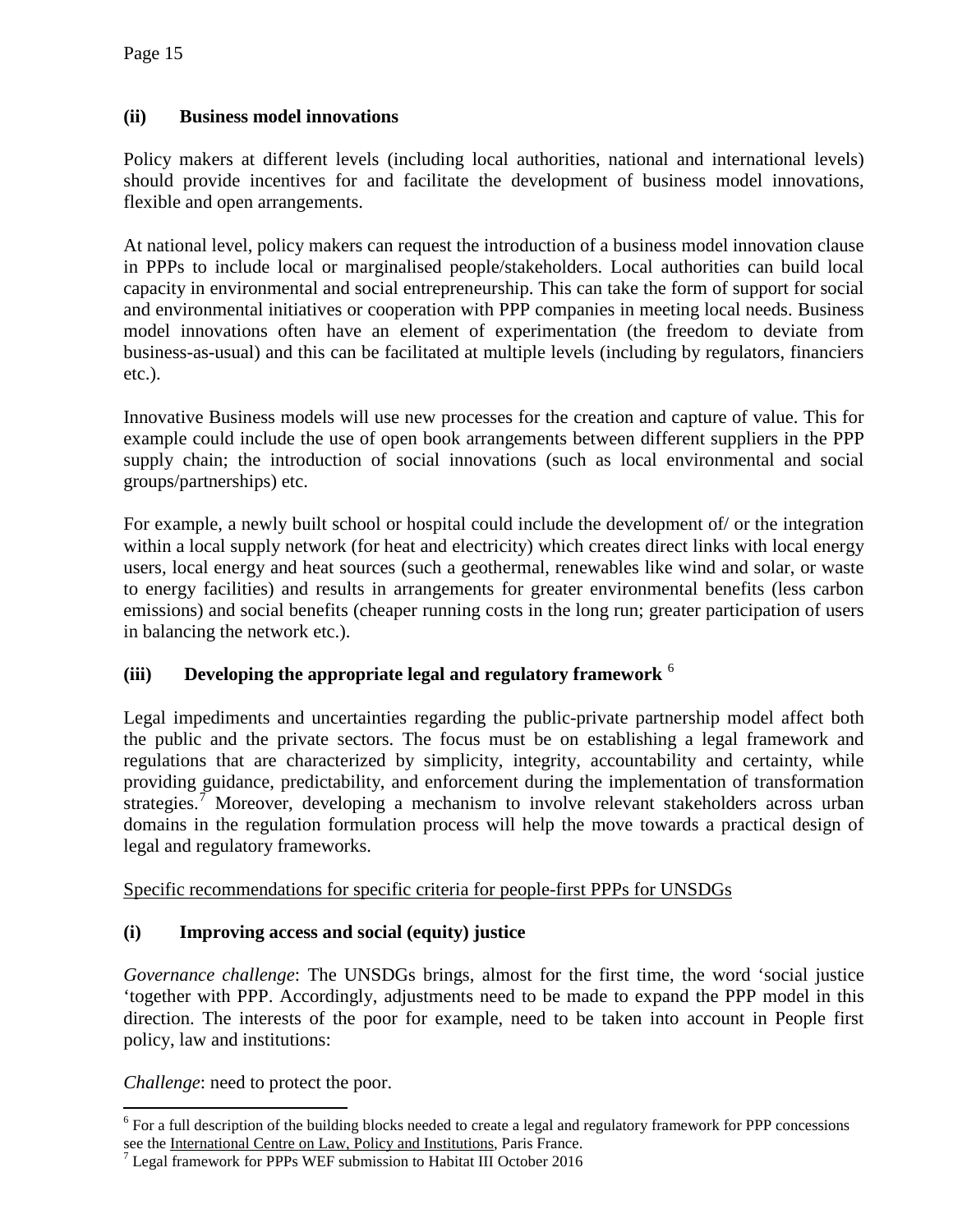### (ii) Business model innovations

Policy makers at different levels (including local authorities, national and international levels) should provide incentives for and facilitate the development of business model innovations, flexible and open arrangements.

At national level, policy makers can request the introduction of a business model innovation clause in PPPs to include local or marginalised people/stakeholders. Local authorities can build local capacity in environmental and social entrepreneurship. This can take the form of support for social and environmental initiatives or cooperation with PPP companies in meeting local needs. Business model innovations often have an element of experimentation (the freedom to deviate from business-as-usual) and this can be facilitated at multiple levels (including by regulators, financiers etc.).

Innovative Business models will use new processes for the creation and capture of value. This for example could include the use of open book arrangements between different suppliers in the PPP supply chain; the introduction of social innovations (such as local environmental and social groups/partnerships) etc.

For example, a newly built school or hospital could include the development of/ or the integration within a local supply network (for heat and electricity) which creates direct links with local energy users, local energy and heat sources (such a geothermal, renewables like wind and solar, or waste to energy facilities) and results in arrangements for greater environmental benefits (less carbon emissions) and social benefits (cheaper running costs in the long run; greater participation of users in balancing the network etc.).

### (iii) Developing the appropriate legal and regulatory framework [6]

Legal impediments and uncertainties regarding the public-private partnership model affect both the public and the private sectors. The focus must be on establishing a legal framework and regulations that are characterized by simplicity, integrity, accountability and certainty, while providing guidance, predictability, and enforcement during the implementation of transformation strategies.[7] Moreover, developing a mechanism to involve relevant stakeholders across urban domains in the regulation formulation process will help the move towards a practical design of legal and regulatory frameworks.

<u>Specific recommendations for specific criteria for people-first PPPs for UNSDGs</u>

### (i) Improving access and social (equity) justice

*Governance challenge*: The UNSDGs brings, almost for the first time, the word 'social justice 'together with PPP. Accordingly, adjustments need to be made to expand the PPP model in this direction. The interests of the poor for example, need to be taken into account in People first policy, law and institutions:

*Challenge*: need to protect the poor.

---

[6] For a full description of the building blocks needed to create a legal and regulatory framework for PPP concessions see the International Centre on Law, Policy and Institutions, Paris France.

[7] Legal framework for PPPs WEF submission to Habitat III October 2016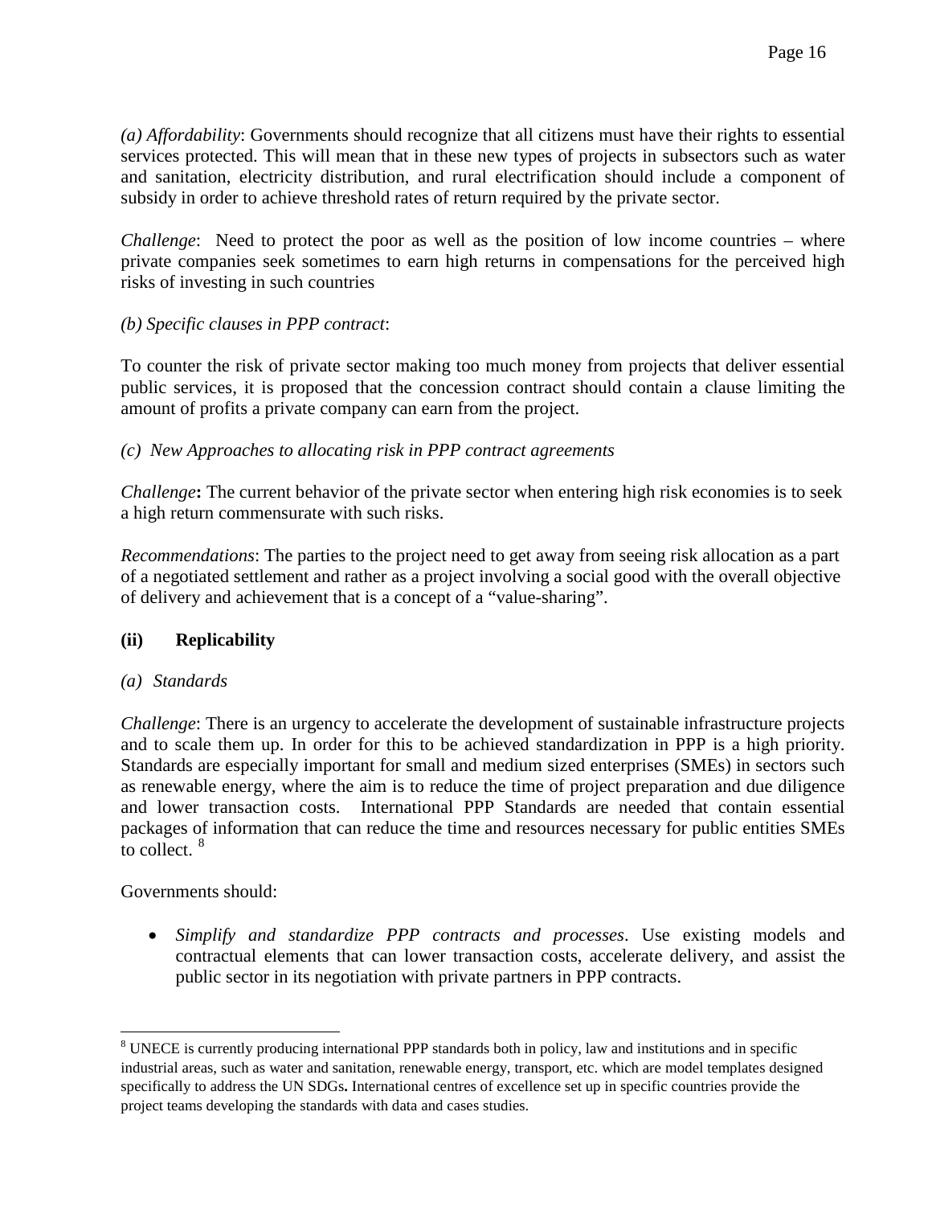*(a) Affordability*: Governments should recognize that all citizens must have their rights to essential services protected. This will mean that in these new types of projects in subsectors such as water and sanitation, electricity distribution, and rural electrification should include a component of subsidy in order to achieve threshold rates of return required by the private sector.

*Challenge*: Need to protect the poor as well as the position of low income countries – where private companies seek sometimes to earn high returns in compensations for the perceived high risks of investing in such countries

*(b) Specific clauses in PPP contract*:

To counter the risk of private sector making too much money from projects that deliver essential public services, it is proposed that the concession contract should contain a clause limiting the amount of profits a private company can earn from the project.

*(c) New Approaches to allocating risk in PPP contract agreements*

*Challenge***:** The current behavior of the private sector when entering high risk economies is to seek a high return commensurate with such risks.

*Recommendations*: The parties to the project need to get away from seeing risk allocation as a part of a negotiated settlement and rather as a project involving a social good with the overall objective of delivery and achievement that is a concept of a "value-sharing".

### (ii) Replicability

*(a) Standards*

*Challenge*: There is an urgency to accelerate the development of sustainable infrastructure projects and to scale them up. In order for this to be achieved standardization in PPP is a high priority. Standards are especially important for small and medium sized enterprises (SMEs) in sectors such as renewable energy, where the aim is to reduce the time of project preparation and due diligence and lower transaction costs. International PPP Standards are needed that contain essential packages of information that can reduce the time and resources necessary for public entities SMEs to collect. [8]

Governments should:

- *Simplify and standardize PPP contracts and processes*. Use existing models and contractual elements that can lower transaction costs, accelerate delivery, and assist the public sector in its negotiation with private partners in PPP contracts.

---

[8] UNECE is currently producing international PPP standards both in policy, law and institutions and in specific industrial areas, such as water and sanitation, renewable energy, transport, etc. which are model templates designed specifically to address the UN SDGs**.** International centres of excellence set up in specific countries provide the project teams developing the standards with data and cases studies.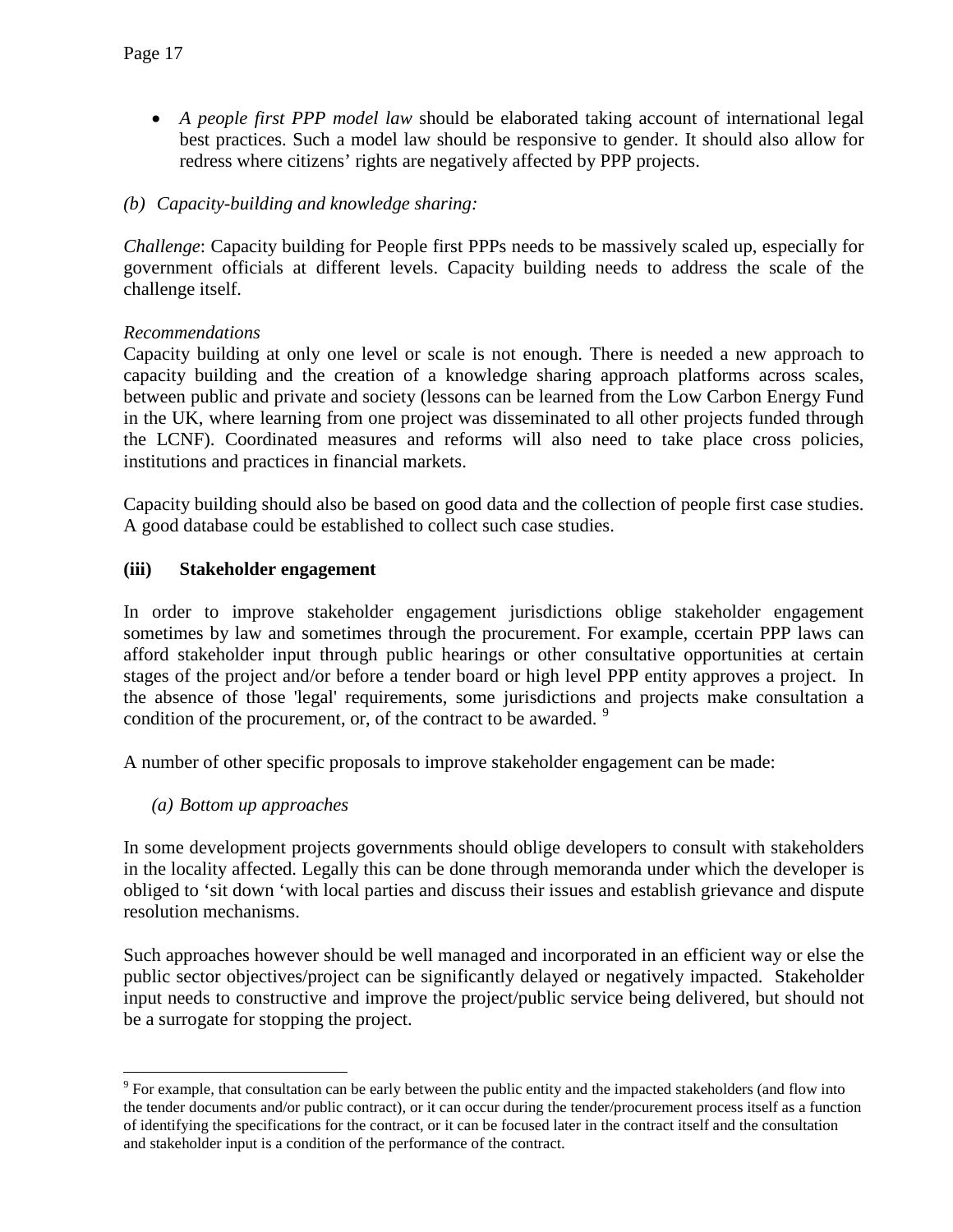- *A people first PPP model law* should be elaborated taking account of international legal best practices. Such a model law should be responsive to gender. It should also allow for redress where citizens' rights are negatively affected by PPP projects.

*(b) Capacity-building and knowledge sharing:*

*Challenge*: Capacity building for People first PPPs needs to be massively scaled up, especially for government officials at different levels. Capacity building needs to address the scale of the challenge itself.

*Recommendations*

Capacity building at only one level or scale is not enough. There is needed a new approach to capacity building and the creation of a knowledge sharing approach platforms across scales, between public and private and society (lessons can be learned from the Low Carbon Energy Fund in the UK, where learning from one project was disseminated to all other projects funded through the LCNF). Coordinated measures and reforms will also need to take place cross policies, institutions and practices in financial markets.

Capacity building should also be based on good data and the collection of people first case studies. A good database could be established to collect such case studies.

### (iii) Stakeholder engagement

In order to improve stakeholder engagement jurisdictions oblige stakeholder engagement sometimes by law and sometimes through the procurement. For example, ccertain PPP laws can afford stakeholder input through public hearings or other consultative opportunities at certain stages of the project and/or before a tender board or high level PPP entity approves a project. In the absence of those 'legal' requirements, some jurisdictions and projects make consultation a condition of the procurement, or, of the contract to be awarded. [9]

A number of other specific proposals to improve stakeholder engagement can be made:

*(a) Bottom up approaches*

In some development projects governments should oblige developers to consult with stakeholders in the locality affected. Legally this can be done through memoranda under which the developer is obliged to 'sit down 'with local parties and discuss their issues and establish grievance and dispute resolution mechanisms.

Such approaches however should be well managed and incorporated in an efficient way or else the public sector objectives/project can be significantly delayed or negatively impacted. Stakeholder input needs to constructive and improve the project/public service being delivered, but should not be a surrogate for stopping the project.

---

[9] For example, that consultation can be early between the public entity and the impacted stakeholders (and flow into the tender documents and/or public contract), or it can occur during the tender/procurement process itself as a function of identifying the specifications for the contract, or it can be focused later in the contract itself and the consultation and stakeholder input is a condition of the performance of the contract.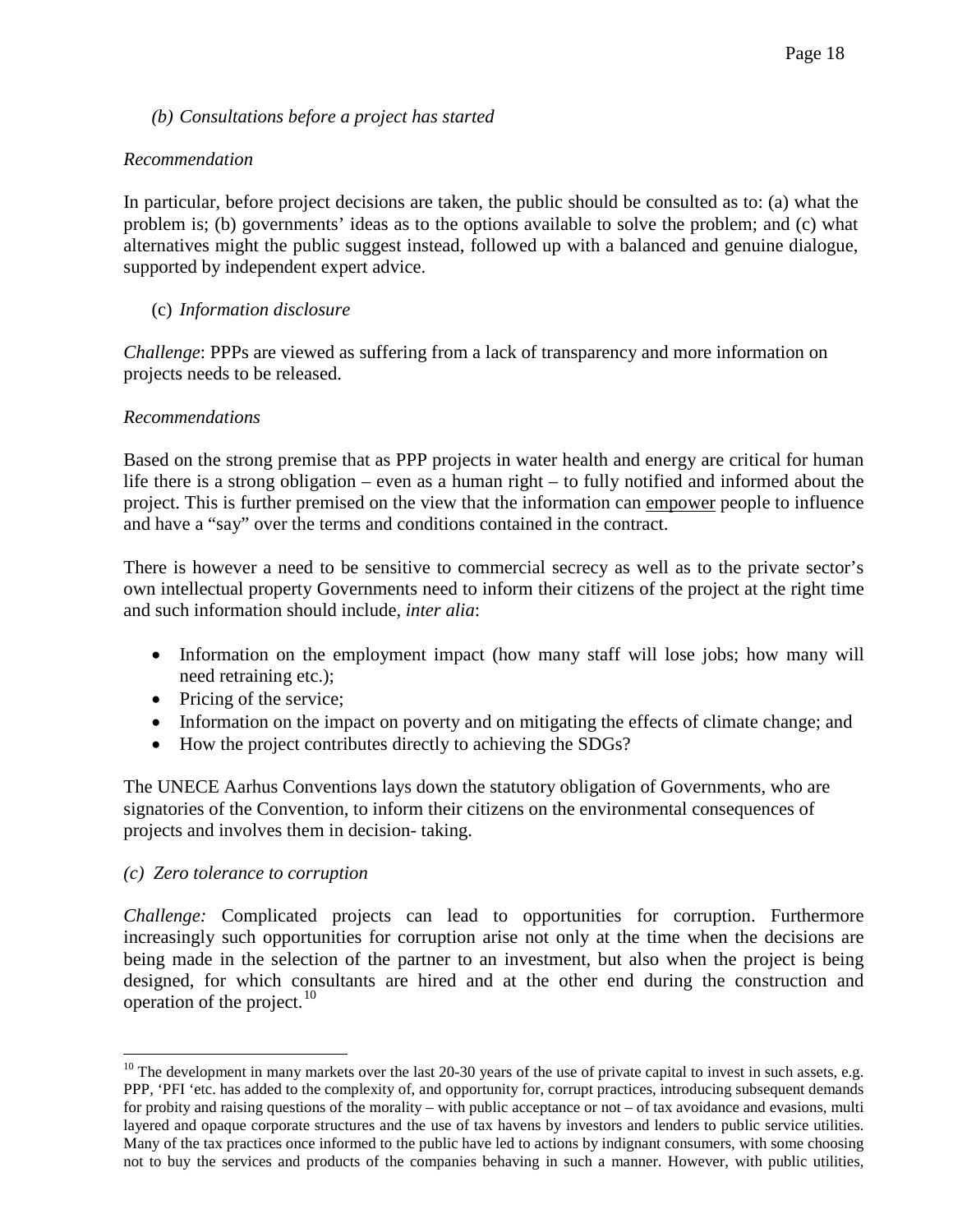*(b) Consultations before a project has started*

*Recommendation*

In particular, before project decisions are taken, the public should be consulted as to: (a) what the problem is; (b) governments' ideas as to the options available to solve the problem; and (c) what alternatives might the public suggest instead, followed up with a balanced and genuine dialogue, supported by independent expert advice.

(c) *Information disclosure*

*Challenge*: PPPs are viewed as suffering from a lack of transparency and more information on projects needs to be released.

*Recommendations*

Based on the strong premise that as PPP projects in water health and energy are critical for human life there is a strong obligation – even as a human right – to fully notified and informed about the project. This is further premised on the view that the information can <u>empower</u> people to influence and have a "say" over the terms and conditions contained in the contract.

There is however a need to be sensitive to commercial secrecy as well as to the private sector's own intellectual property Governments need to inform their citizens of the project at the right time and such information should include, *inter alia*:

- Information on the employment impact (how many staff will lose jobs; how many will need retraining etc.);
- Pricing of the service;
- Information on the impact on poverty and on mitigating the effects of climate change; and
- How the project contributes directly to achieving the SDGs?

The UNECE Aarhus Conventions lays down the statutory obligation of Governments, who are signatories of the Convention, to inform their citizens on the environmental consequences of projects and involves them in decision- taking.

*(c) Zero tolerance to corruption*

*Challenge:* Complicated projects can lead to opportunities for corruption. Furthermore increasingly such opportunities for corruption arise not only at the time when the decisions are being made in the selection of the partner to an investment, but also when the project is being designed, for which consultants are hired and at the other end during the construction and operation of the project.[10]

---

[10] The development in many markets over the last 20-30 years of the use of private capital to invest in such assets, e.g. PPP, 'PFI 'etc. has added to the complexity of, and opportunity for, corrupt practices, introducing subsequent demands for probity and raising questions of the morality – with public acceptance or not – of tax avoidance and evasions, multi layered and opaque corporate structures and the use of tax havens by investors and lenders to public service utilities. Many of the tax practices once informed to the public have led to actions by indignant consumers, with some choosing not to buy the services and products of the companies behaving in such a manner. However, with public utilities,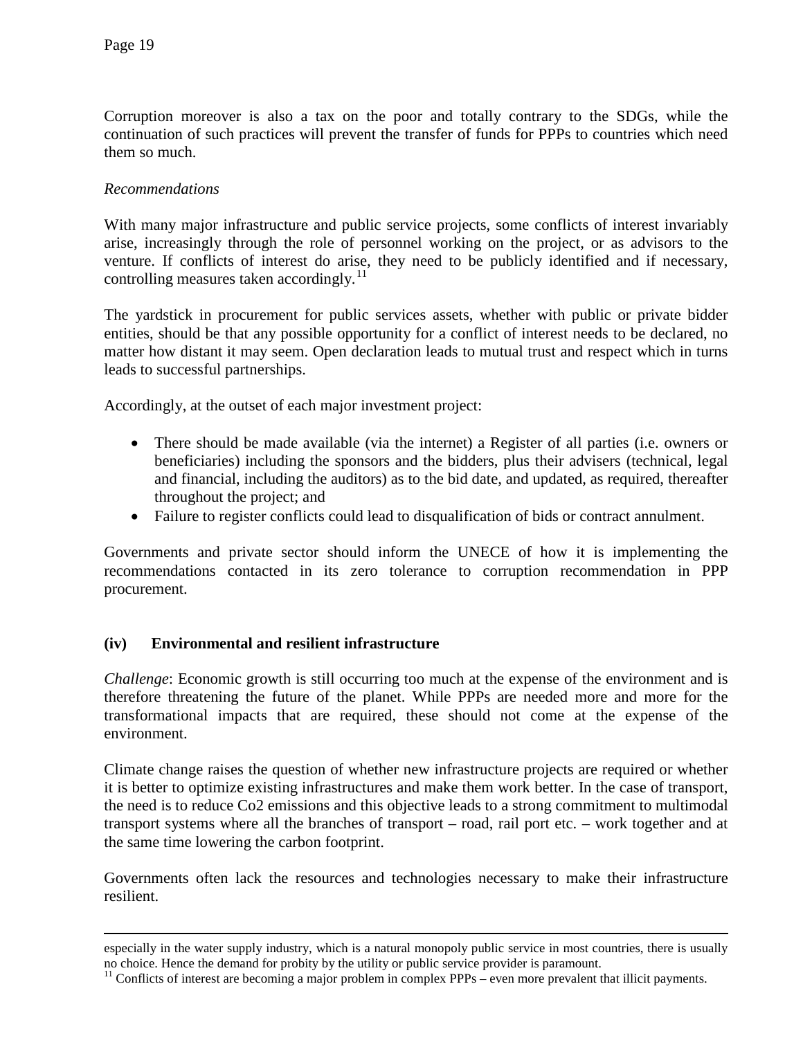Corruption moreover is also a tax on the poor and totally contrary to the SDGs, while the continuation of such practices will prevent the transfer of funds for PPPs to countries which need them so much.

*Recommendations*

With many major infrastructure and public service projects, some conflicts of interest invariably arise, increasingly through the role of personnel working on the project, or as advisors to the venture. If conflicts of interest do arise, they need to be publicly identified and if necessary, controlling measures taken accordingly.[11]

The yardstick in procurement for public services assets, whether with public or private bidder entities, should be that any possible opportunity for a conflict of interest needs to be declared, no matter how distant it may seem. Open declaration leads to mutual trust and respect which in turns leads to successful partnerships.

Accordingly, at the outset of each major investment project:

- There should be made available (via the internet) a Register of all parties (i.e. owners or beneficiaries) including the sponsors and the bidders, plus their advisers (technical, legal and financial, including the auditors) as to the bid date, and updated, as required, thereafter throughout the project; and
- Failure to register conflicts could lead to disqualification of bids or contract annulment.

Governments and private sector should inform the UNECE of how it is implementing the recommendations contacted in its zero tolerance to corruption recommendation in PPP procurement.

### (iv) Environmental and resilient infrastructure

*Challenge*: Economic growth is still occurring too much at the expense of the environment and is therefore threatening the future of the planet. While PPPs are needed more and more for the transformational impacts that are required, these should not come at the expense of the environment.

Climate change raises the question of whether new infrastructure projects are required or whether it is better to optimize existing infrastructures and make them work better. In the case of transport, the need is to reduce Co2 emissions and this objective leads to a strong commitment to multimodal transport systems where all the branches of transport – road, rail port etc. – work together and at the same time lowering the carbon footprint.

Governments often lack the resources and technologies necessary to make their infrastructure resilient.

---

especially in the water supply industry, which is a natural monopoly public service in most countries, there is usually no choice. Hence the demand for probity by the utility or public service provider is paramount.

[11] Conflicts of interest are becoming a major problem in complex PPPs – even more prevalent that illicit payments.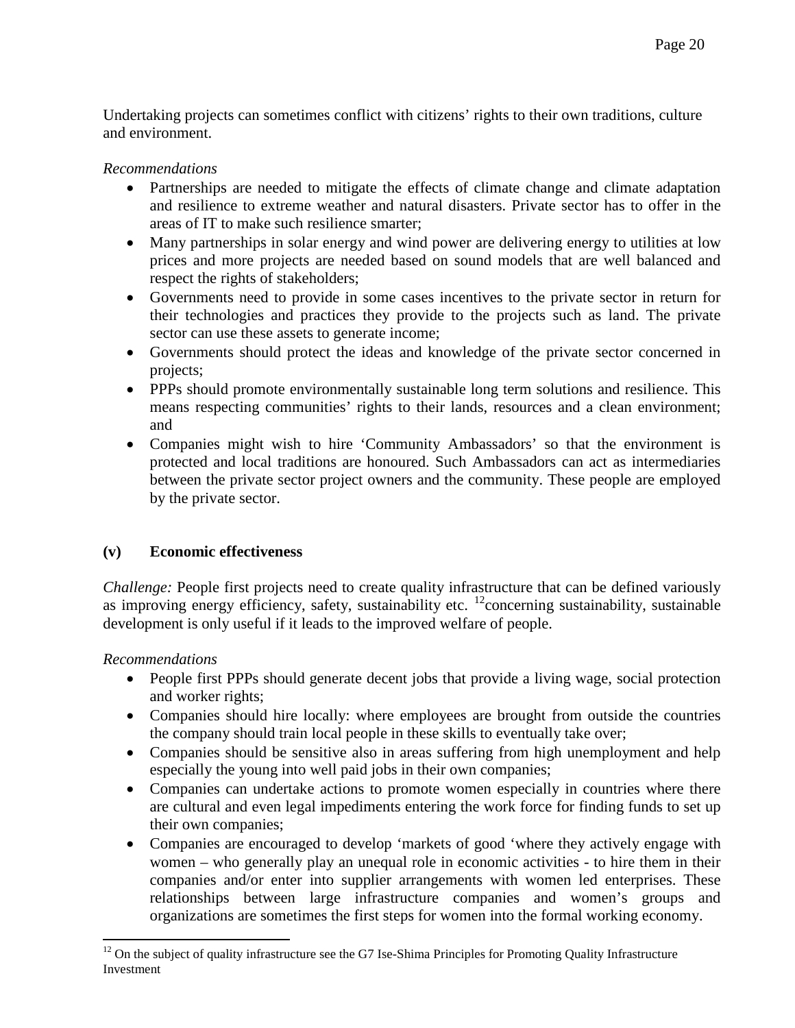Undertaking projects can sometimes conflict with citizens' rights to their own traditions, culture and environment.

*Recommendations*

- Partnerships are needed to mitigate the effects of climate change and climate adaptation and resilience to extreme weather and natural disasters. Private sector has to offer in the areas of IT to make such resilience smarter;
- Many partnerships in solar energy and wind power are delivering energy to utilities at low prices and more projects are needed based on sound models that are well balanced and respect the rights of stakeholders;
- Governments need to provide in some cases incentives to the private sector in return for their technologies and practices they provide to the projects such as land. The private sector can use these assets to generate income;
- Governments should protect the ideas and knowledge of the private sector concerned in projects;
- PPPs should promote environmentally sustainable long term solutions and resilience. This means respecting communities' rights to their lands, resources and a clean environment; and
- Companies might wish to hire 'Community Ambassadors' so that the environment is protected and local traditions are honoured. Such Ambassadors can act as intermediaries between the private sector project owners and the community. These people are employed by the private sector.

### (v) Economic effectiveness

*Challenge:* People first projects need to create quality infrastructure that can be defined variously as improving energy efficiency, safety, sustainability etc. [12]concerning sustainability, sustainable development is only useful if it leads to the improved welfare of people.

*Recommendations*

- People first PPPs should generate decent jobs that provide a living wage, social protection and worker rights;
- Companies should hire locally: where employees are brought from outside the countries the company should train local people in these skills to eventually take over;
- Companies should be sensitive also in areas suffering from high unemployment and help especially the young into well paid jobs in their own companies;
- Companies can undertake actions to promote women especially in countries where there are cultural and even legal impediments entering the work force for finding funds to set up their own companies;
- Companies are encouraged to develop 'markets of good 'where they actively engage with women – who generally play an unequal role in economic activities - to hire them in their companies and/or enter into supplier arrangements with women led enterprises. These relationships between large infrastructure companies and women's groups and organizations are sometimes the first steps for women into the formal working economy.

[12] On the subject of quality infrastructure see the G7 Ise-Shima Principles for Promoting Quality Infrastructure Investment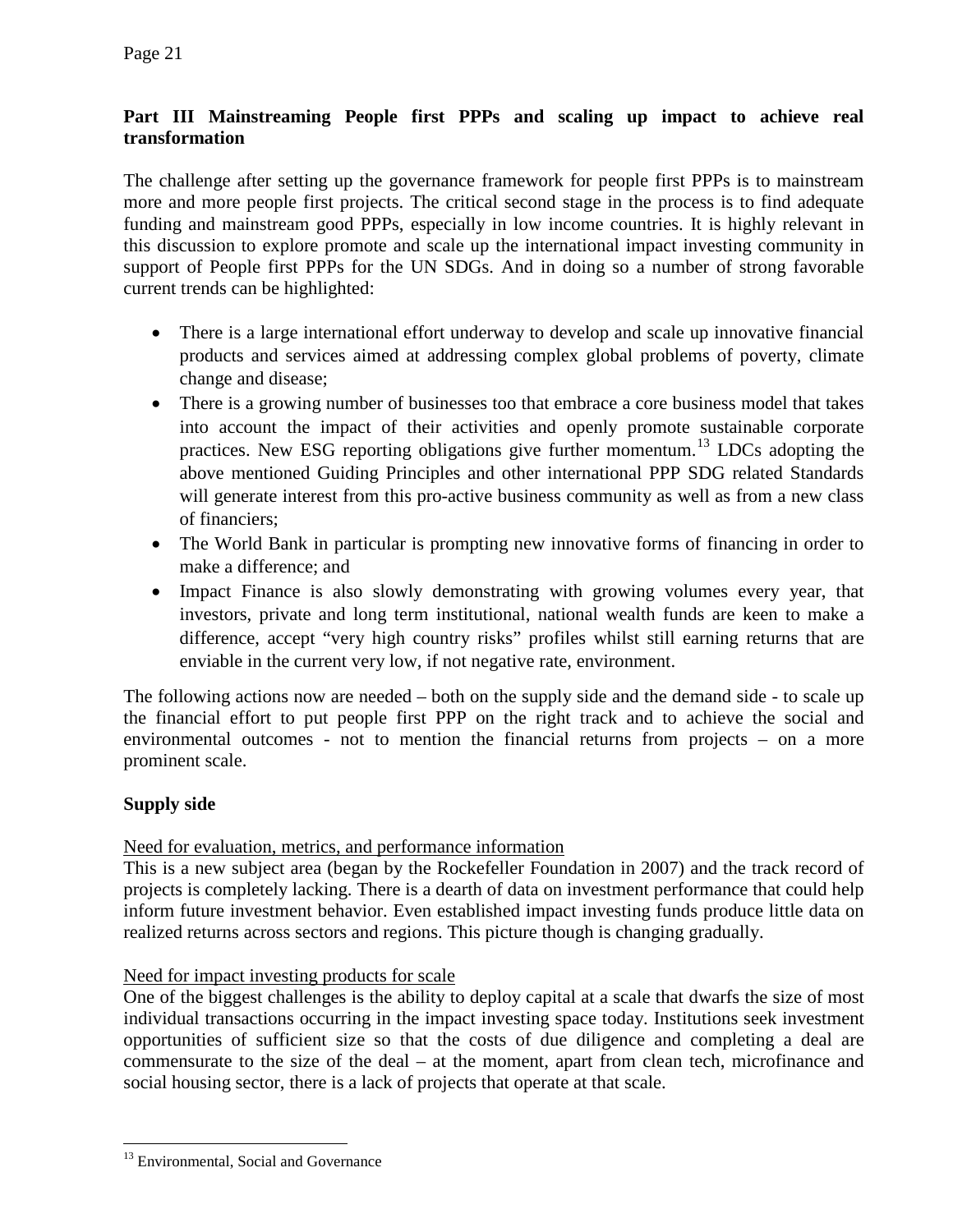## Part III Mainstreaming People first PPPs and scaling up impact to achieve real transformation

The challenge after setting up the governance framework for people first PPPs is to mainstream more and more people first projects. The critical second stage in the process is to find adequate funding and mainstream good PPPs, especially in low income countries. It is highly relevant in this discussion to explore promote and scale up the international impact investing community in support of People first PPPs for the UN SDGs. And in doing so a number of strong favorable current trends can be highlighted:

- There is a large international effort underway to develop and scale up innovative financial products and services aimed at addressing complex global problems of poverty, climate change and disease;
- There is a growing number of businesses too that embrace a core business model that takes into account the impact of their activities and openly promote sustainable corporate practices. New ESG reporting obligations give further momentum.[13] LDCs adopting the above mentioned Guiding Principles and other international PPP SDG related Standards will generate interest from this pro-active business community as well as from a new class of financiers;
- The World Bank in particular is prompting new innovative forms of financing in order to make a difference; and
- Impact Finance is also slowly demonstrating with growing volumes every year, that investors, private and long term institutional, national wealth funds are keen to make a difference, accept "very high country risks" profiles whilst still earning returns that are enviable in the current very low, if not negative rate, environment.

The following actions now are needed – both on the supply side and the demand side - to scale up the financial effort to put people first PPP on the right track and to achieve the social and environmental outcomes - not to mention the financial returns from projects – on a more prominent scale.

### Supply side

Need for evaluation, metrics, and performance information

This is a new subject area (began by the Rockefeller Foundation in 2007) and the track record of projects is completely lacking. There is a dearth of data on investment performance that could help inform future investment behavior. Even established impact investing funds produce little data on realized returns across sectors and regions. This picture though is changing gradually.

Need for impact investing products for scale

One of the biggest challenges is the ability to deploy capital at a scale that dwarfs the size of most individual transactions occurring in the impact investing space today. Institutions seek investment opportunities of sufficient size so that the costs of due diligence and completing a deal are commensurate to the size of the deal – at the moment, apart from clean tech, microfinance and social housing sector, there is a lack of projects that operate at that scale.

[13] Environmental, Social and Governance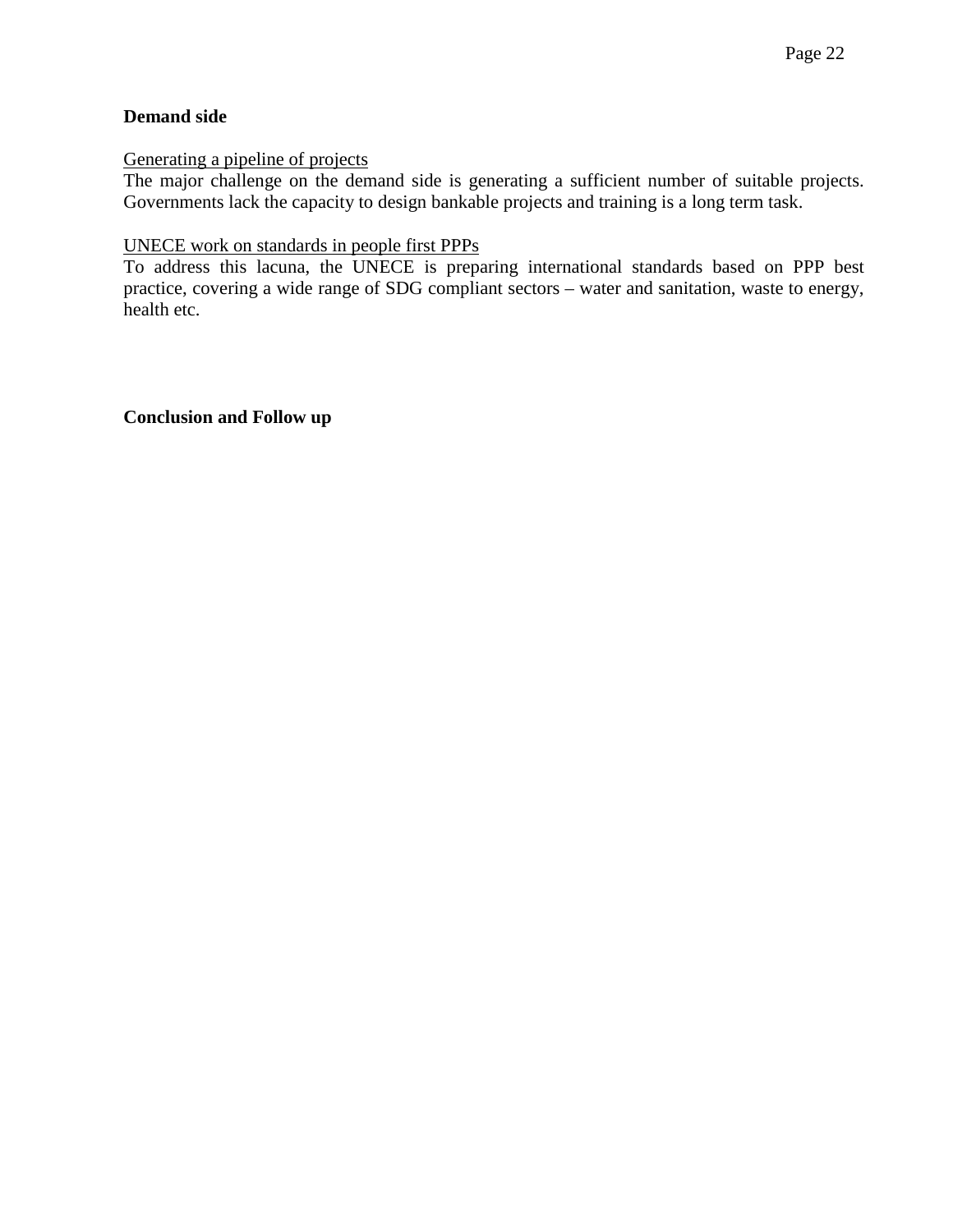**Demand side**

Generating a pipeline of projects
The major challenge on the demand side is generating a sufficient number of suitable projects. Governments lack the capacity to design bankable projects and training is a long term task.

UNECE work on standards in people first PPPs
To address this lacuna, the UNECE is preparing international standards based on PPP best practice, covering a wide range of SDG compliant sectors – water and sanitation, waste to energy, health etc.

**Conclusion and Follow up**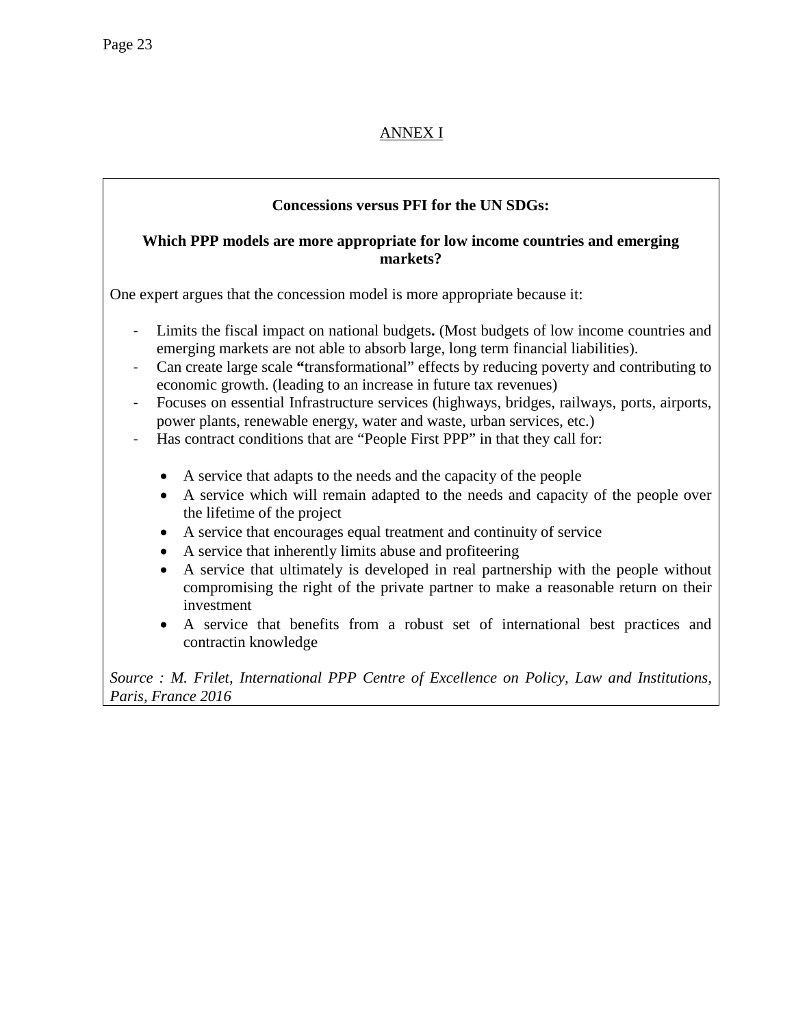ANNEX I

**Concessions versus PFI for the UN SDGs:**

**Which PPP models are more appropriate for low income countries and emerging markets?**

One expert argues that the concession model is more appropriate because it:

- Limits the fiscal impact on national budgets**.** (Most budgets of low income countries and emerging markets are not able to absorb large, long term financial liabilities).
- Can create large scale **"**transformational" effects by reducing poverty and contributing to economic growth. (leading to an increase in future tax revenues)
- Focuses on essential Infrastructure services (highways, bridges, railways, ports, airports, power plants, renewable energy, water and waste, urban services, etc.)
- Has contract conditions that are "People First PPP" in that they call for:
    - A service that adapts to the needs and the capacity of the people
    - A service which will remain adapted to the needs and capacity of the people over the lifetime of the project
    - A service that encourages equal treatment and continuity of service
    - A service that inherently limits abuse and profiteering
    - A service that ultimately is developed in real partnership with the people without compromising the right of the private partner to make a reasonable return on their investment
    - A service that benefits from a robust set of international best practices and contractin knowledge

*Source : M. Frilet, International PPP Centre of Excellence on Policy, Law and Institutions, Paris, France 2016*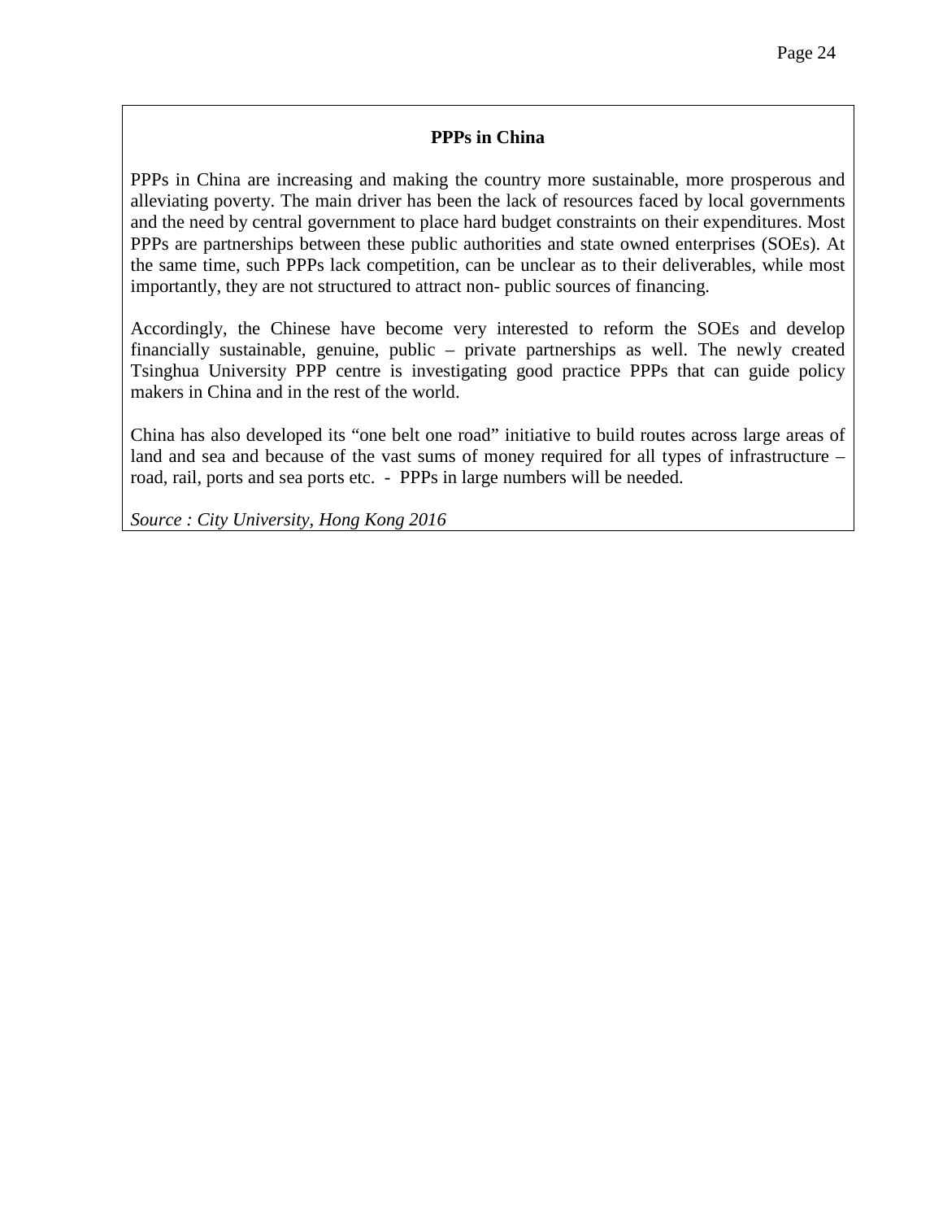**PPPs in China**

PPPs in China are increasing and making the country more sustainable, more prosperous and alleviating poverty. The main driver has been the lack of resources faced by local governments and the need by central government to place hard budget constraints on their expenditures. Most PPPs are partnerships between these public authorities and state owned enterprises (SOEs). At the same time, such PPPs lack competition, can be unclear as to their deliverables, while most importantly, they are not structured to attract non- public sources of financing.

Accordingly, the Chinese have become very interested to reform the SOEs and develop financially sustainable, genuine, public – private partnerships as well. The newly created Tsinghua University PPP centre is investigating good practice PPPs that can guide policy makers in China and in the rest of the world.

China has also developed its "one belt one road" initiative to build routes across large areas of land and sea and because of the vast sums of money required for all types of infrastructure – road, rail, ports and sea ports etc. - PPPs in large numbers will be needed.

*Source : City University, Hong Kong 2016*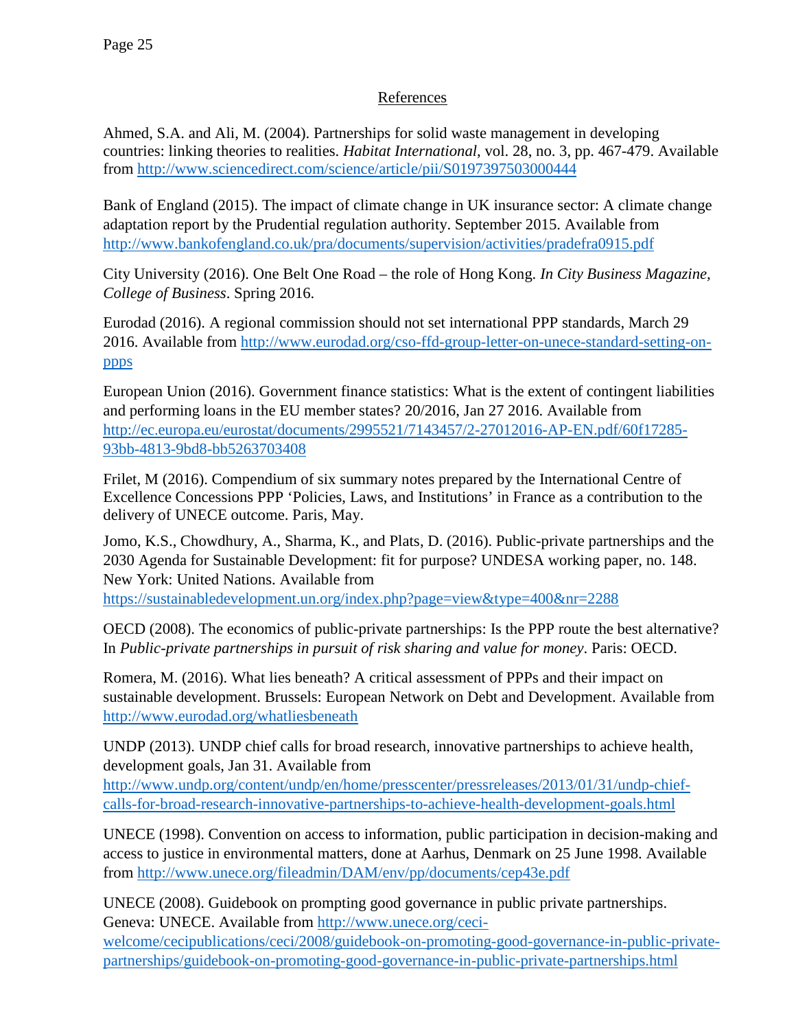## References

Ahmed, S.A. and Ali, M. (2004). Partnerships for solid waste management in developing countries: linking theories to realities. *Habitat International*, vol. 28, no. 3, pp. 467-479. Available from http://www.sciencedirect.com/science/article/pii/S0197397503000444

Bank of England (2015). The impact of climate change in UK insurance sector: A climate change adaptation report by the Prudential regulation authority. September 2015. Available from http://www.bankofengland.co.uk/pra/documents/supervision/activities/pradefra0915.pdf

City University (2016). One Belt One Road – the role of Hong Kong. *In City Business Magazine, College of Business*. Spring 2016.

Eurodad (2016). A regional commission should not set international PPP standards, March 29 2016. Available from http://www.eurodad.org/cso-ffd-group-letter-on-unece-standard-setting-on-ppps

European Union (2016). Government finance statistics: What is the extent of contingent liabilities and performing loans in the EU member states? 20/2016, Jan 27 2016. Available from http://ec.europa.eu/eurostat/documents/2995521/7143457/2-27012016-AP-EN.pdf/60f17285-93bb-4813-9bd8-bb5263703408

Frilet, M (2016). Compendium of six summary notes prepared by the International Centre of Excellence Concessions PPP 'Policies, Laws, and Institutions' in France as a contribution to the delivery of UNECE outcome. Paris, May.

Jomo, K.S., Chowdhury, A., Sharma, K., and Plats, D. (2016). Public-private partnerships and the 2030 Agenda for Sustainable Development: fit for purpose? UNDESA working paper, no. 148. New York: United Nations. Available from https://sustainabledevelopment.un.org/index.php?page=view&type=400&nr=2288

OECD (2008). The economics of public-private partnerships: Is the PPP route the best alternative? In *Public-private partnerships in pursuit of risk sharing and value for money*. Paris: OECD.

Romera, M. (2016). What lies beneath? A critical assessment of PPPs and their impact on sustainable development. Brussels: European Network on Debt and Development. Available from http://www.eurodad.org/whatliesbeneath

UNDP (2013). UNDP chief calls for broad research, innovative partnerships to achieve health, development goals, Jan 31. Available from http://www.undp.org/content/undp/en/home/presscenter/pressreleases/2013/01/31/undp-chief-calls-for-broad-research-innovative-partnerships-to-achieve-health-development-goals.html

UNECE (1998). Convention on access to information, public participation in decision-making and access to justice in environmental matters, done at Aarhus, Denmark on 25 June 1998. Available from http://www.unece.org/fileadmin/DAM/env/pp/documents/cep43e.pdf

UNECE (2008). Guidebook on prompting good governance in public private partnerships. Geneva: UNECE. Available from http://www.unece.org/ceci-welcome/cecipublications/ceci/2008/guidebook-on-promoting-good-governance-in-public-private-partnerships/guidebook-on-promoting-good-governance-in-public-private-partnerships.html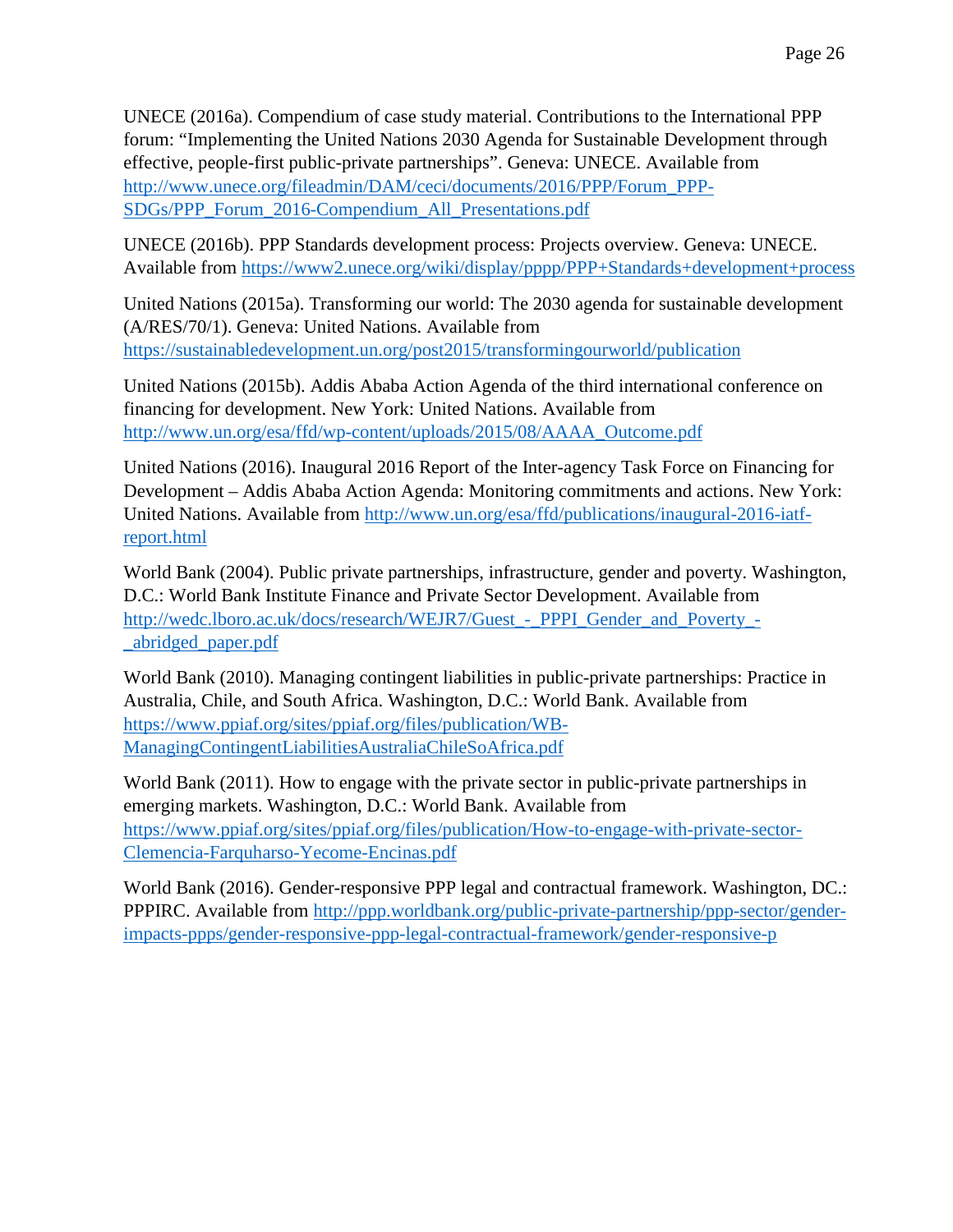UNECE (2016a). Compendium of case study material. Contributions to the International PPP forum: "Implementing the United Nations 2030 Agenda for Sustainable Development through effective, people-first public-private partnerships". Geneva: UNECE. Available from http://www.unece.org/fileadmin/DAM/ceci/documents/2016/PPP/Forum_PPP-SDGs/PPP_Forum_2016-Compendium_All_Presentations.pdf

UNECE (2016b). PPP Standards development process: Projects overview. Geneva: UNECE. Available from https://www2.unece.org/wiki/display/pppp/PPP+Standards+development+process

United Nations (2015a). Transforming our world: The 2030 agenda for sustainable development (A/RES/70/1). Geneva: United Nations. Available from https://sustainabledevelopment.un.org/post2015/transformingourworld/publication

United Nations (2015b). Addis Ababa Action Agenda of the third international conference on financing for development. New York: United Nations. Available from http://www.un.org/esa/ffd/wp-content/uploads/2015/08/AAAA_Outcome.pdf

United Nations (2016). Inaugural 2016 Report of the Inter-agency Task Force on Financing for Development – Addis Ababa Action Agenda: Monitoring commitments and actions. New York: United Nations. Available from http://www.un.org/esa/ffd/publications/inaugural-2016-iatf-report.html

World Bank (2004). Public private partnerships, infrastructure, gender and poverty. Washington, D.C.: World Bank Institute Finance and Private Sector Development. Available from http://wedc.lboro.ac.uk/docs/research/WEJR7/Guest_-_PPPI_Gender_and_Poverty_-_abridged_paper.pdf

World Bank (2010). Managing contingent liabilities in public-private partnerships: Practice in Australia, Chile, and South Africa. Washington, D.C.: World Bank. Available from https://www.ppiaf.org/sites/ppiaf.org/files/publication/WB-ManagingContingentLiabilitiesAustraliaChileSoAfrica.pdf

World Bank (2011). How to engage with the private sector in public-private partnerships in emerging markets. Washington, D.C.: World Bank. Available from https://www.ppiaf.org/sites/ppiaf.org/files/publication/How-to-engage-with-private-sector-Clemencia-Farquharso-Yecome-Encinas.pdf

World Bank (2016). Gender-responsive PPP legal and contractual framework. Washington, DC.: PPPIRC. Available from http://ppp.worldbank.org/public-private-partnership/ppp-sector/gender-impacts-ppps/gender-responsive-ppp-legal-contractual-framework/gender-responsive-p